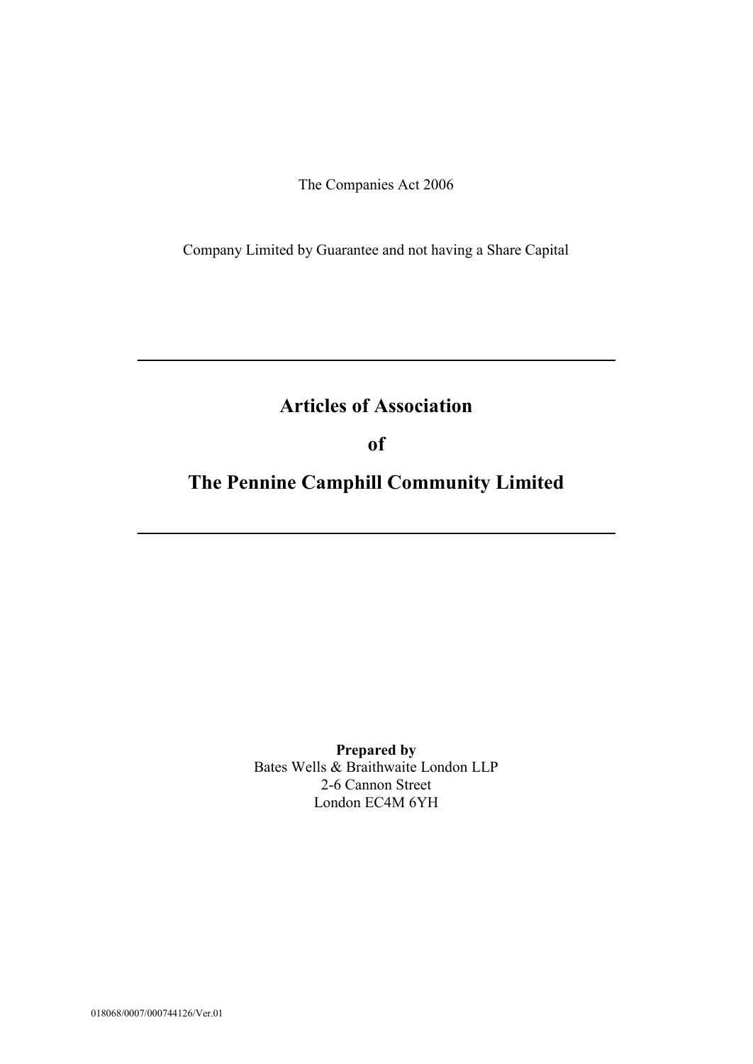The Companies Act 2006

Company Limited by Guarantee and not having a Share Capital

---

# Articles of Association

# of

# The Pennine Camphill Community Limited

---

**Prepared by**
Bates Wells & Braithwaite London LLP
2-6 Cannon Street
London EC4M 6YH

018068/0007/000744126/Ver.01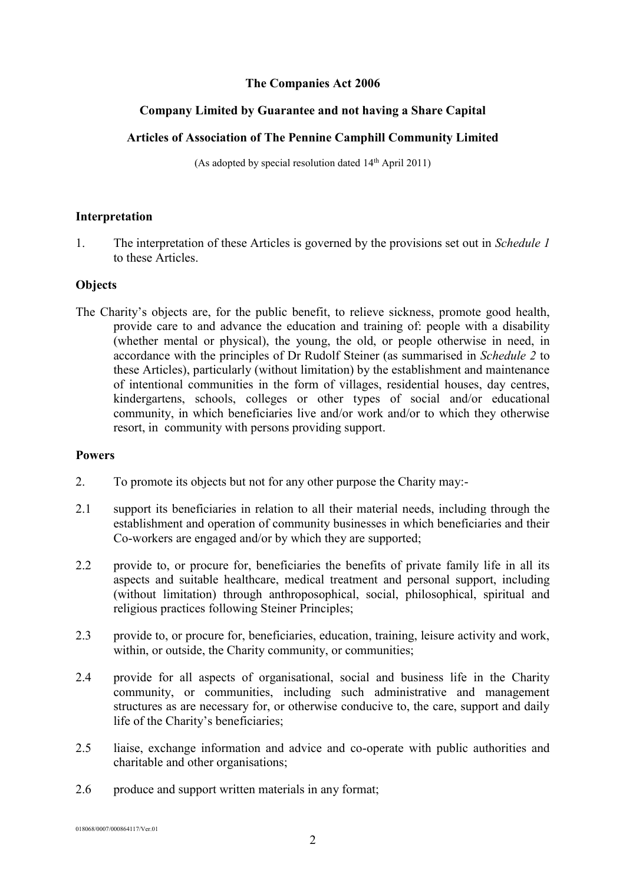**The Companies Act 2006**

**Company Limited by Guarantee and not having a Share Capital**

**Articles of Association of The Pennine Camphill Community Limited**

(As adopted by special resolution dated 14th April 2011)

## Interpretation

1. The interpretation of these Articles is governed by the provisions set out in *Schedule 1* to these Articles.

## Objects

The Charity's objects are, for the public benefit, to relieve sickness, promote good health, provide care to and advance the education and training of: people with a disability (whether mental or physical), the young, the old, or people otherwise in need, in accordance with the principles of Dr Rudolf Steiner (as summarised in *Schedule 2* to these Articles), particularly (without limitation) by the establishment and maintenance of intentional communities in the form of villages, residential houses, day centres, kindergartens, schools, colleges or other types of social and/or educational community, in which beneficiaries live and/or work and/or to which they otherwise resort, in community with persons providing support.

## Powers

2. To promote its objects but not for any other purpose the Charity may:-

2.1 support its beneficiaries in relation to all their material needs, including through the establishment and operation of community businesses in which beneficiaries and their Co-workers are engaged and/or by which they are supported;

2.2 provide to, or procure for, beneficiaries the benefits of private family life in all its aspects and suitable healthcare, medical treatment and personal support, including (without limitation) through anthroposophical, social, philosophical, spiritual and religious practices following Steiner Principles;

2.3 provide to, or procure for, beneficiaries, education, training, leisure activity and work, within, or outside, the Charity community, or communities;

2.4 provide for all aspects of organisational, social and business life in the Charity community, or communities, including such administrative and management structures as are necessary for, or otherwise conducive to, the care, support and daily life of the Charity's beneficiaries;

2.5 liaise, exchange information and advice and co-operate with public authorities and charitable and other organisations;

2.6 produce and support written materials in any format;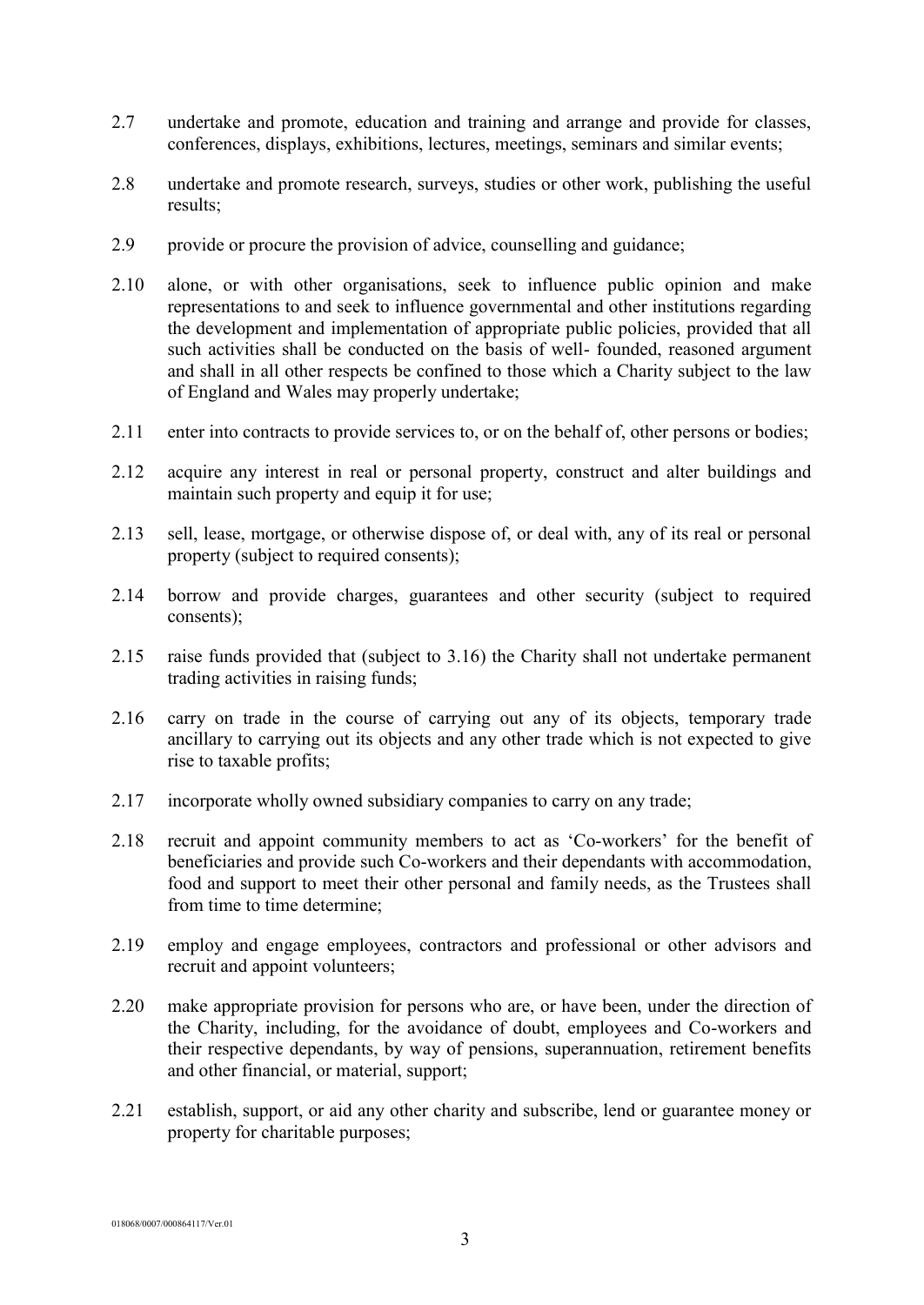2.7 undertake and promote, education and training and arrange and provide for classes, conferences, displays, exhibitions, lectures, meetings, seminars and similar events;

2.8 undertake and promote research, surveys, studies or other work, publishing the useful results;

2.9 provide or procure the provision of advice, counselling and guidance;

2.10 alone, or with other organisations, seek to influence public opinion and make representations to and seek to influence governmental and other institutions regarding the development and implementation of appropriate public policies, provided that all such activities shall be conducted on the basis of well- founded, reasoned argument and shall in all other respects be confined to those which a Charity subject to the law of England and Wales may properly undertake;

2.11 enter into contracts to provide services to, or on the behalf of, other persons or bodies;

2.12 acquire any interest in real or personal property, construct and alter buildings and maintain such property and equip it for use;

2.13 sell, lease, mortgage, or otherwise dispose of, or deal with, any of its real or personal property (subject to required consents);

2.14 borrow and provide charges, guarantees and other security (subject to required consents);

2.15 raise funds provided that (subject to 3.16) the Charity shall not undertake permanent trading activities in raising funds;

2.16 carry on trade in the course of carrying out any of its objects, temporary trade ancillary to carrying out its objects and any other trade which is not expected to give rise to taxable profits;

2.17 incorporate wholly owned subsidiary companies to carry on any trade;

2.18 recruit and appoint community members to act as 'Co-workers' for the benefit of beneficiaries and provide such Co-workers and their dependants with accommodation, food and support to meet their other personal and family needs, as the Trustees shall from time to time determine;

2.19 employ and engage employees, contractors and professional or other advisors and recruit and appoint volunteers;

2.20 make appropriate provision for persons who are, or have been, under the direction of the Charity, including, for the avoidance of doubt, employees and Co-workers and their respective dependants, by way of pensions, superannuation, retirement benefits and other financial, or material, support;

2.21 establish, support, or aid any other charity and subscribe, lend or guarantee money or property for charitable purposes;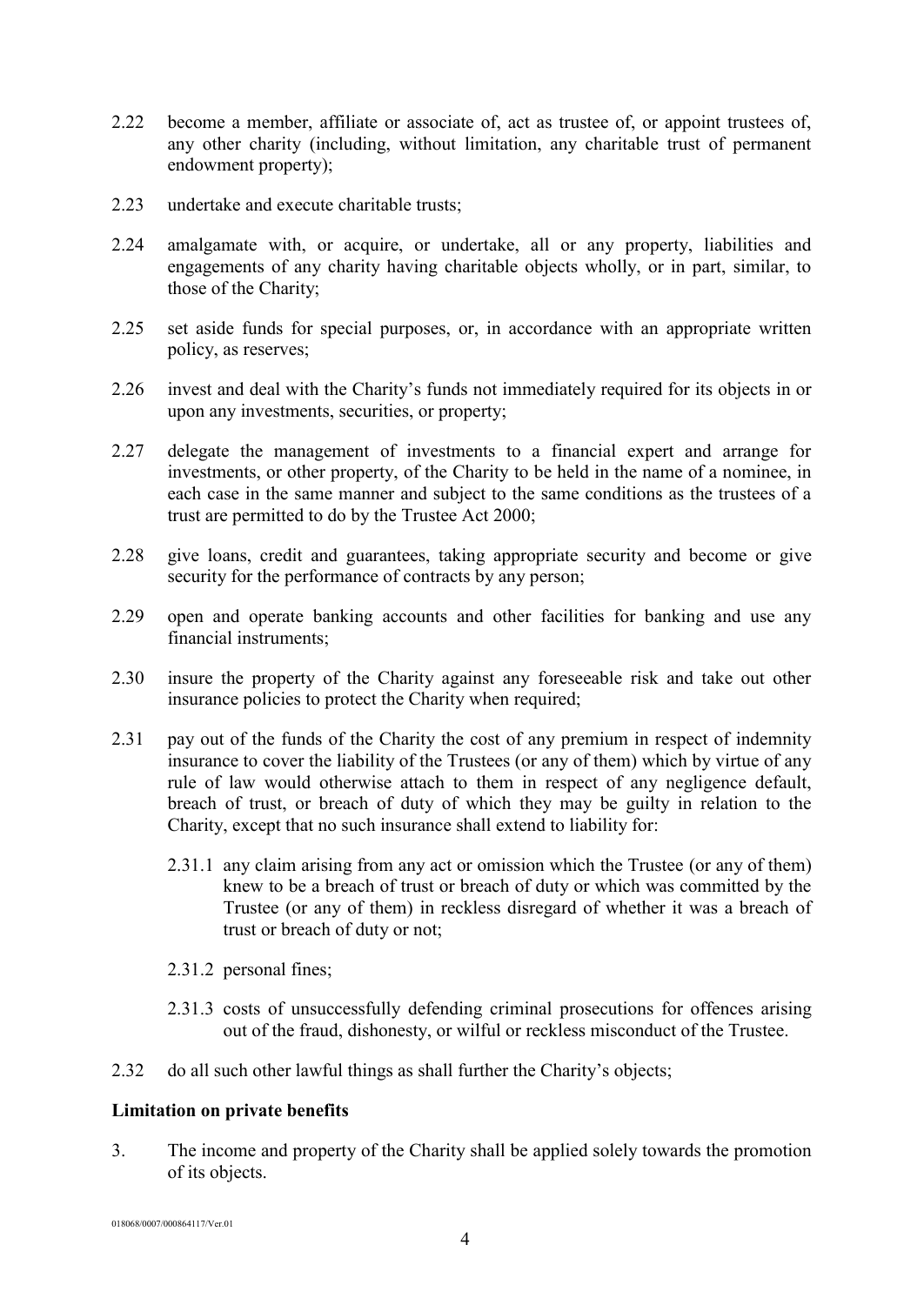2.22 become a member, affiliate or associate of, act as trustee of, or appoint trustees of, any other charity (including, without limitation, any charitable trust of permanent endowment property);

2.23 undertake and execute charitable trusts;

2.24 amalgamate with, or acquire, or undertake, all or any property, liabilities and engagements of any charity having charitable objects wholly, or in part, similar, to those of the Charity;

2.25 set aside funds for special purposes, or, in accordance with an appropriate written policy, as reserves;

2.26 invest and deal with the Charity's funds not immediately required for its objects in or upon any investments, securities, or property;

2.27 delegate the management of investments to a financial expert and arrange for investments, or other property, of the Charity to be held in the name of a nominee, in each case in the same manner and subject to the same conditions as the trustees of a trust are permitted to do by the Trustee Act 2000;

2.28 give loans, credit and guarantees, taking appropriate security and become or give security for the performance of contracts by any person;

2.29 open and operate banking accounts and other facilities for banking and use any financial instruments;

2.30 insure the property of the Charity against any foreseeable risk and take out other insurance policies to protect the Charity when required;

2.31 pay out of the funds of the Charity the cost of any premium in respect of indemnity insurance to cover the liability of the Trustees (or any of them) which by virtue of any rule of law would otherwise attach to them in respect of any negligence default, breach of trust, or breach of duty of which they may be guilty in relation to the Charity, except that no such insurance shall extend to liability for:

   2.31.1 any claim arising from any act or omission which the Trustee (or any of them) knew to be a breach of trust or breach of duty or which was committed by the Trustee (or any of them) in reckless disregard of whether it was a breach of trust or breach of duty or not;

   2.31.2 personal fines;

   2.31.3 costs of unsuccessfully defending criminal prosecutions for offences arising out of the fraud, dishonesty, or wilful or reckless misconduct of the Trustee.

2.32 do all such other lawful things as shall further the Charity's objects;

**Limitation on private benefits**

3. The income and property of the Charity shall be applied solely towards the promotion of its objects.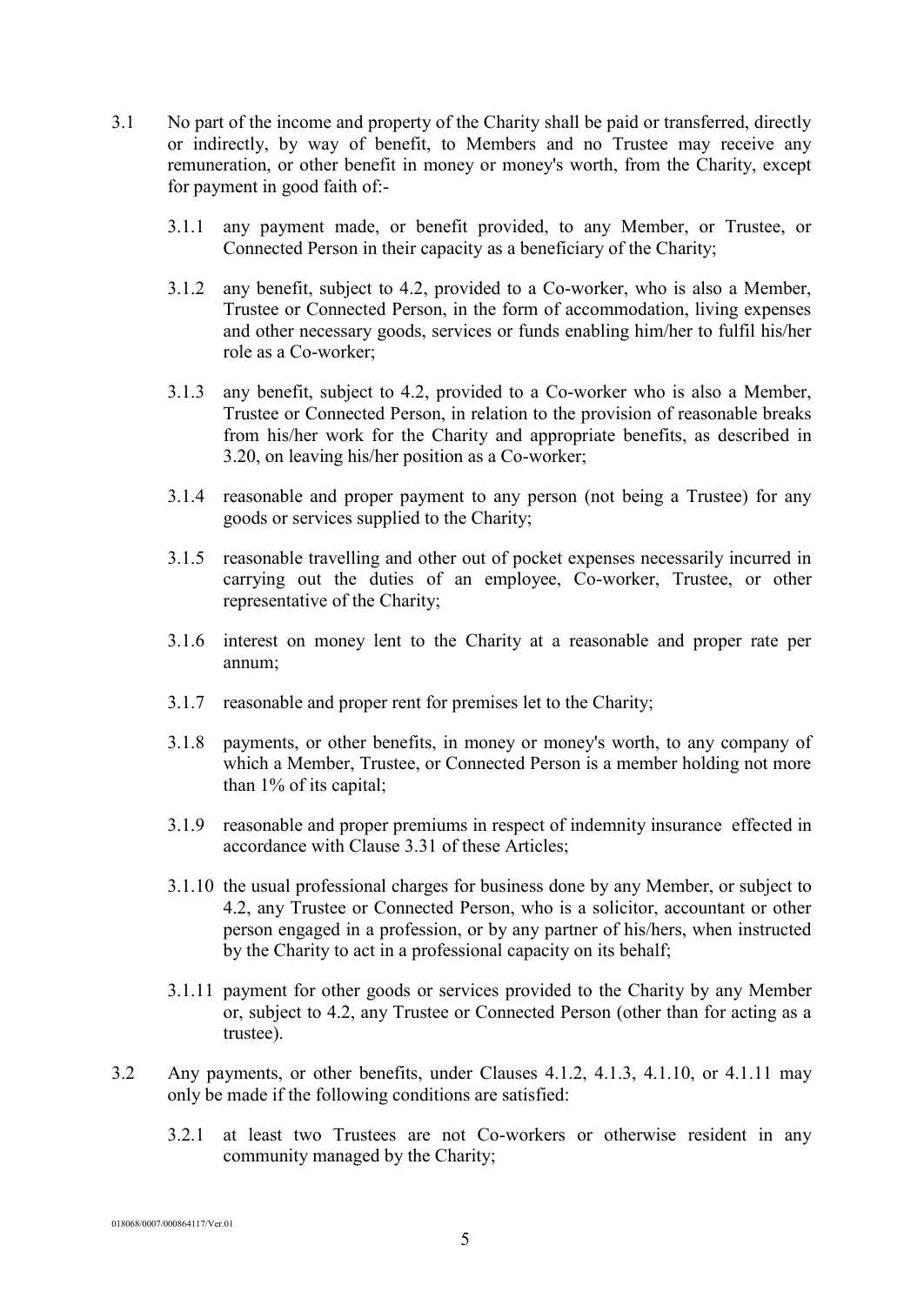3.1 No part of the income and property of the Charity shall be paid or transferred, directly or indirectly, by way of benefit, to Members and no Trustee may receive any remuneration, or other benefit in money or money's worth, from the Charity, except for payment in good faith of:-

3.1.1 any payment made, or benefit provided, to any Member, or Trustee, or Connected Person in their capacity as a beneficiary of the Charity;

3.1.2 any benefit, subject to 4.2, provided to a Co-worker, who is also a Member, Trustee or Connected Person, in the form of accommodation, living expenses and other necessary goods, services or funds enabling him/her to fulfil his/her role as a Co-worker;

3.1.3 any benefit, subject to 4.2, provided to a Co-worker who is also a Member, Trustee or Connected Person, in relation to the provision of reasonable breaks from his/her work for the Charity and appropriate benefits, as described in 3.20, on leaving his/her position as a Co-worker;

3.1.4 reasonable and proper payment to any person (not being a Trustee) for any goods or services supplied to the Charity;

3.1.5 reasonable travelling and other out of pocket expenses necessarily incurred in carrying out the duties of an employee, Co-worker, Trustee, or other representative of the Charity;

3.1.6 interest on money lent to the Charity at a reasonable and proper rate per annum;

3.1.7 reasonable and proper rent for premises let to the Charity;

3.1.8 payments, or other benefits, in money or money's worth, to any company of which a Member, Trustee, or Connected Person is a member holding not more than 1% of its capital;

3.1.9 reasonable and proper premiums in respect of indemnity insurance effected in accordance with Clause 3.31 of these Articles;

3.1.10 the usual professional charges for business done by any Member, or subject to 4.2, any Trustee or Connected Person, who is a solicitor, accountant or other person engaged in a profession, or by any partner of his/hers, when instructed by the Charity to act in a professional capacity on its behalf;

3.1.11 payment for other goods or services provided to the Charity by any Member or, subject to 4.2, any Trustee or Connected Person (other than for acting as a trustee).

3.2 Any payments, or other benefits, under Clauses 4.1.2, 4.1.3, 4.1.10, or 4.1.11 may only be made if the following conditions are satisfied:

3.2.1 at least two Trustees are not Co-workers or otherwise resident in any community managed by the Charity;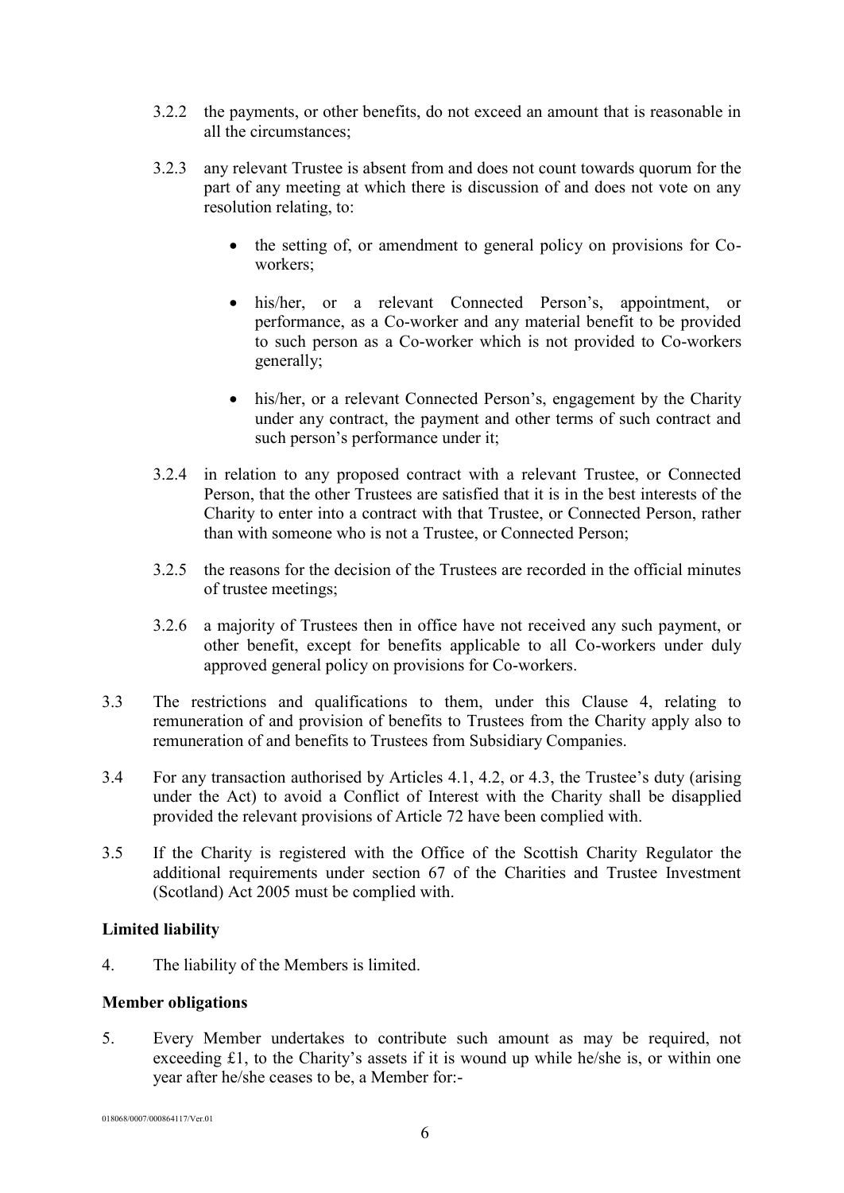3.2.2 the payments, or other benefits, do not exceed an amount that is reasonable in all the circumstances;

3.2.3 any relevant Trustee is absent from and does not count towards quorum for the part of any meeting at which there is discussion of and does not vote on any resolution relating, to:

- the setting of, or amendment to general policy on provisions for Co-workers;
- his/her, or a relevant Connected Person's, appointment, or performance, as a Co-worker and any material benefit to be provided to such person as a Co-worker which is not provided to Co-workers generally;
- his/her, or a relevant Connected Person's, engagement by the Charity under any contract, the payment and other terms of such contract and such person's performance under it;

3.2.4 in relation to any proposed contract with a relevant Trustee, or Connected Person, that the other Trustees are satisfied that it is in the best interests of the Charity to enter into a contract with that Trustee, or Connected Person, rather than with someone who is not a Trustee, or Connected Person;

3.2.5 the reasons for the decision of the Trustees are recorded in the official minutes of trustee meetings;

3.2.6 a majority of Trustees then in office have not received any such payment, or other benefit, except for benefits applicable to all Co-workers under duly approved general policy on provisions for Co-workers.

3.3 The restrictions and qualifications to them, under this Clause 4, relating to remuneration of and provision of benefits to Trustees from the Charity apply also to remuneration of and benefits to Trustees from Subsidiary Companies.

3.4 For any transaction authorised by Articles 4.1, 4.2, or 4.3, the Trustee's duty (arising under the Act) to avoid a Conflict of Interest with the Charity shall be disapplied provided the relevant provisions of Article 72 have been complied with.

3.5 If the Charity is registered with the Office of the Scottish Charity Regulator the additional requirements under section 67 of the Charities and Trustee Investment (Scotland) Act 2005 must be complied with.

**Limited liability**

4. The liability of the Members is limited.

**Member obligations**

5. Every Member undertakes to contribute such amount as may be required, not exceeding £1, to the Charity's assets if it is wound up while he/she is, or within one year after he/she ceases to be, a Member for:-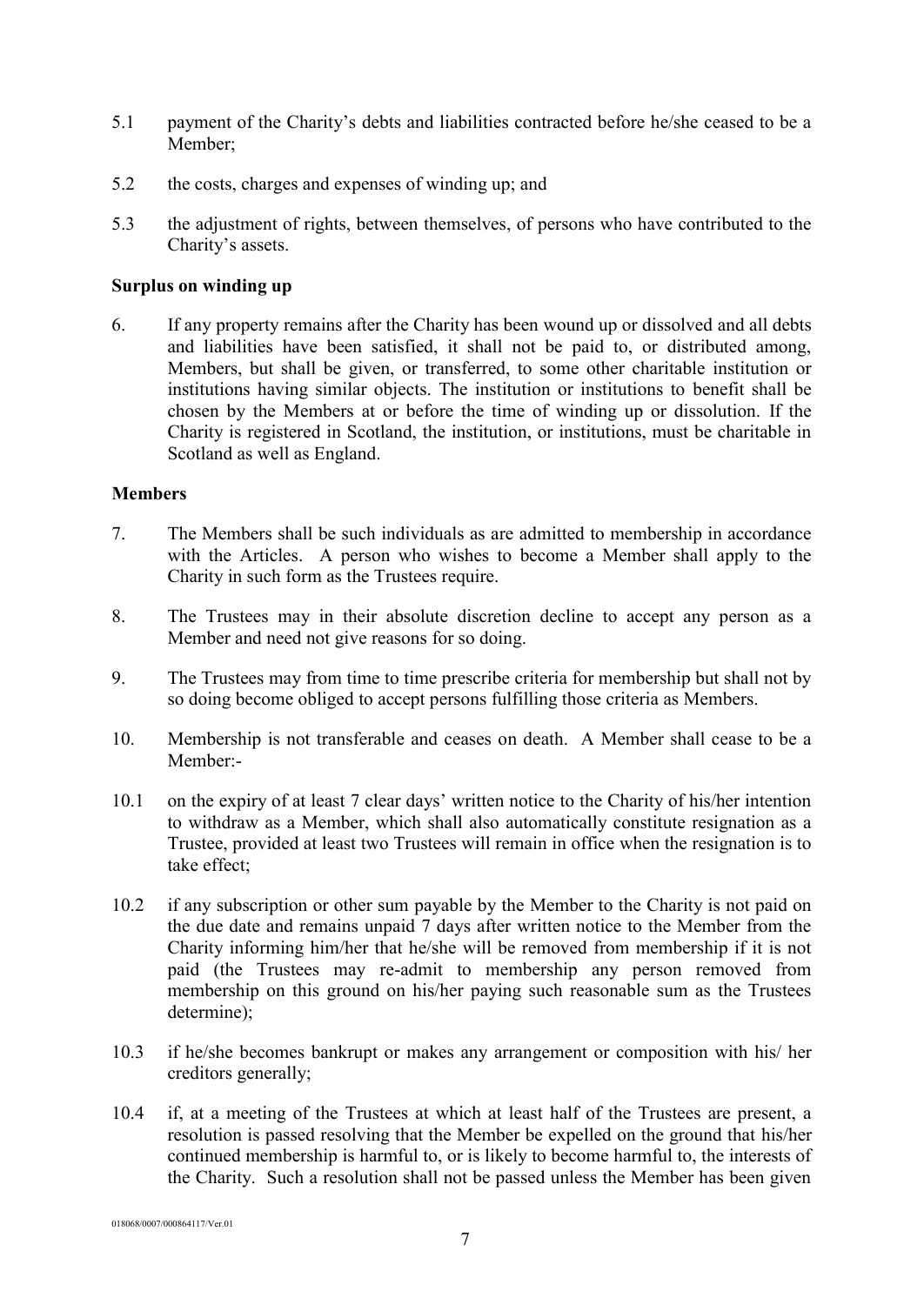5.1 payment of the Charity's debts and liabilities contracted before he/she ceased to be a Member;

5.2 the costs, charges and expenses of winding up; and

5.3 the adjustment of rights, between themselves, of persons who have contributed to the Charity's assets.

**Surplus on winding up**

6. If any property remains after the Charity has been wound up or dissolved and all debts and liabilities have been satisfied, it shall not be paid to, or distributed among, Members, but shall be given, or transferred, to some other charitable institution or institutions having similar objects. The institution or institutions to benefit shall be chosen by the Members at or before the time of winding up or dissolution. If the Charity is registered in Scotland, the institution, or institutions, must be charitable in Scotland as well as England.

**Members**

7. The Members shall be such individuals as are admitted to membership in accordance with the Articles. A person who wishes to become a Member shall apply to the Charity in such form as the Trustees require.

8. The Trustees may in their absolute discretion decline to accept any person as a Member and need not give reasons for so doing.

9. The Trustees may from time to time prescribe criteria for membership but shall not by so doing become obliged to accept persons fulfilling those criteria as Members.

10. Membership is not transferable and ceases on death. A Member shall cease to be a Member:-

10.1 on the expiry of at least 7 clear days' written notice to the Charity of his/her intention to withdraw as a Member, which shall also automatically constitute resignation as a Trustee, provided at least two Trustees will remain in office when the resignation is to take effect;

10.2 if any subscription or other sum payable by the Member to the Charity is not paid on the due date and remains unpaid 7 days after written notice to the Member from the Charity informing him/her that he/she will be removed from membership if it is not paid (the Trustees may re-admit to membership any person removed from membership on this ground on his/her paying such reasonable sum as the Trustees determine);

10.3 if he/she becomes bankrupt or makes any arrangement or composition with his/ her creditors generally;

10.4 if, at a meeting of the Trustees at which at least half of the Trustees are present, a resolution is passed resolving that the Member be expelled on the ground that his/her continued membership is harmful to, or is likely to become harmful to, the interests of the Charity. Such a resolution shall not be passed unless the Member has been given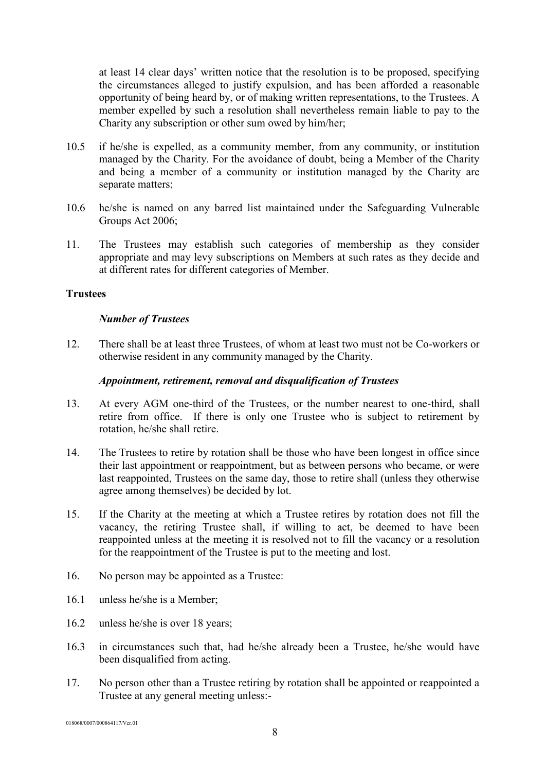at least 14 clear days' written notice that the resolution is to be proposed, specifying the circumstances alleged to justify expulsion, and has been afforded a reasonable opportunity of being heard by, or of making written representations, to the Trustees. A member expelled by such a resolution shall nevertheless remain liable to pay to the Charity any subscription or other sum owed by him/her;

10.5 if he/she is expelled, as a community member, from any community, or institution managed by the Charity. For the avoidance of doubt, being a Member of the Charity and being a member of a community or institution managed by the Charity are separate matters;

10.6 he/she is named on any barred list maintained under the Safeguarding Vulnerable Groups Act 2006;

11. The Trustees may establish such categories of membership as they consider appropriate and may levy subscriptions on Members at such rates as they decide and at different rates for different categories of Member.

## Trustees

### *Number of Trustees*

12. There shall be at least three Trustees, of whom at least two must not be Co-workers or otherwise resident in any community managed by the Charity.

### *Appointment, retirement, removal and disqualification of Trustees*

13. At every AGM one-third of the Trustees, or the number nearest to one-third, shall retire from office. If there is only one Trustee who is subject to retirement by rotation, he/she shall retire.

14. The Trustees to retire by rotation shall be those who have been longest in office since their last appointment or reappointment, but as between persons who became, or were last reappointed, Trustees on the same day, those to retire shall (unless they otherwise agree among themselves) be decided by lot.

15. If the Charity at the meeting at which a Trustee retires by rotation does not fill the vacancy, the retiring Trustee shall, if willing to act, be deemed to have been reappointed unless at the meeting it is resolved not to fill the vacancy or a resolution for the reappointment of the Trustee is put to the meeting and lost.

16. No person may be appointed as a Trustee:

16.1 unless he/she is a Member;

16.2 unless he/she is over 18 years;

16.3 in circumstances such that, had he/she already been a Trustee, he/she would have been disqualified from acting.

17. No person other than a Trustee retiring by rotation shall be appointed or reappointed a Trustee at any general meeting unless:-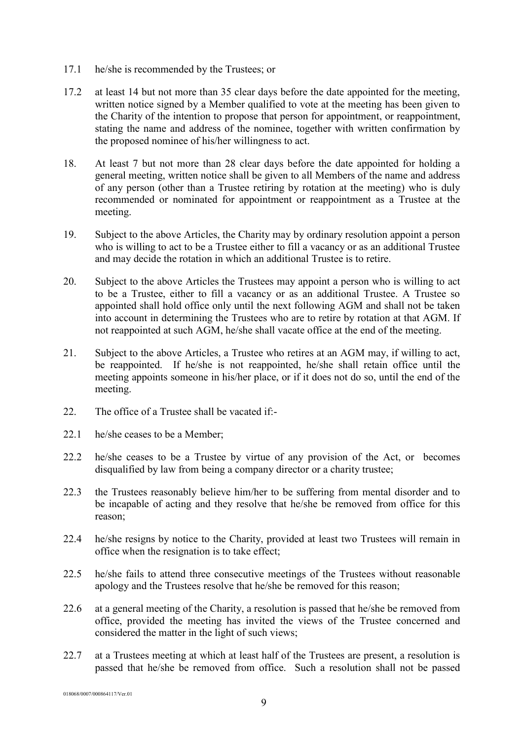17.1 he/she is recommended by the Trustees; or

17.2 at least 14 but not more than 35 clear days before the date appointed for the meeting, written notice signed by a Member qualified to vote at the meeting has been given to the Charity of the intention to propose that person for appointment, or reappointment, stating the name and address of the nominee, together with written confirmation by the proposed nominee of his/her willingness to act.

18. At least 7 but not more than 28 clear days before the date appointed for holding a general meeting, written notice shall be given to all Members of the name and address of any person (other than a Trustee retiring by rotation at the meeting) who is duly recommended or nominated for appointment or reappointment as a Trustee at the meeting.

19. Subject to the above Articles, the Charity may by ordinary resolution appoint a person who is willing to act to be a Trustee either to fill a vacancy or as an additional Trustee and may decide the rotation in which an additional Trustee is to retire.

20. Subject to the above Articles the Trustees may appoint a person who is willing to act to be a Trustee, either to fill a vacancy or as an additional Trustee. A Trustee so appointed shall hold office only until the next following AGM and shall not be taken into account in determining the Trustees who are to retire by rotation at that AGM. If not reappointed at such AGM, he/she shall vacate office at the end of the meeting.

21. Subject to the above Articles, a Trustee who retires at an AGM may, if willing to act, be reappointed. If he/she is not reappointed, he/she shall retain office until the meeting appoints someone in his/her place, or if it does not do so, until the end of the meeting.

22. The office of a Trustee shall be vacated if:-

22.1 he/she ceases to be a Member;

22.2 he/she ceases to be a Trustee by virtue of any provision of the Act, or becomes disqualified by law from being a company director or a charity trustee;

22.3 the Trustees reasonably believe him/her to be suffering from mental disorder and to be incapable of acting and they resolve that he/she be removed from office for this reason;

22.4 he/she resigns by notice to the Charity, provided at least two Trustees will remain in office when the resignation is to take effect;

22.5 he/she fails to attend three consecutive meetings of the Trustees without reasonable apology and the Trustees resolve that he/she be removed for this reason;

22.6 at a general meeting of the Charity, a resolution is passed that he/she be removed from office, provided the meeting has invited the views of the Trustee concerned and considered the matter in the light of such views;

22.7 at a Trustees meeting at which at least half of the Trustees are present, a resolution is passed that he/she be removed from office. Such a resolution shall not be passed

018068/0007/000864117/Ver.01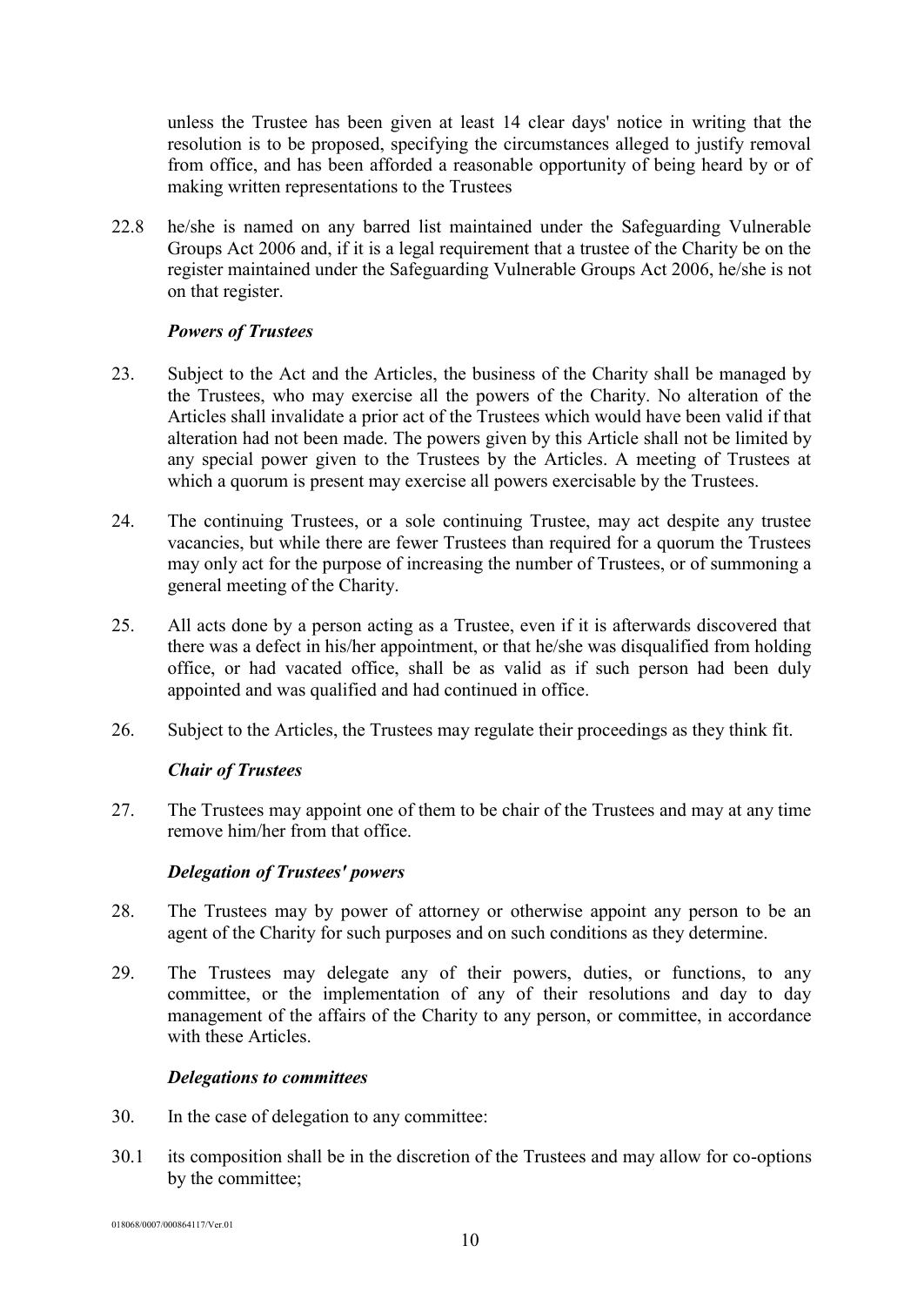unless the Trustee has been given at least 14 clear days' notice in writing that the resolution is to be proposed, specifying the circumstances alleged to justify removal from office, and has been afforded a reasonable opportunity of being heard by or of making written representations to the Trustees

22.8 he/she is named on any barred list maintained under the Safeguarding Vulnerable Groups Act 2006 and, if it is a legal requirement that a trustee of the Charity be on the register maintained under the Safeguarding Vulnerable Groups Act 2006, he/she is not on that register.

***Powers of Trustees***

23. Subject to the Act and the Articles, the business of the Charity shall be managed by the Trustees, who may exercise all the powers of the Charity. No alteration of the Articles shall invalidate a prior act of the Trustees which would have been valid if that alteration had not been made. The powers given by this Article shall not be limited by any special power given to the Trustees by the Articles. A meeting of Trustees at which a quorum is present may exercise all powers exercisable by the Trustees.

24. The continuing Trustees, or a sole continuing Trustee, may act despite any trustee vacancies, but while there are fewer Trustees than required for a quorum the Trustees may only act for the purpose of increasing the number of Trustees, or of summoning a general meeting of the Charity.

25. All acts done by a person acting as a Trustee, even if it is afterwards discovered that there was a defect in his/her appointment, or that he/she was disqualified from holding office, or had vacated office, shall be as valid as if such person had been duly appointed and was qualified and had continued in office.

26. Subject to the Articles, the Trustees may regulate their proceedings as they think fit.

***Chair of Trustees***

27. The Trustees may appoint one of them to be chair of the Trustees and may at any time remove him/her from that office.

***Delegation of Trustees' powers***

28. The Trustees may by power of attorney or otherwise appoint any person to be an agent of the Charity for such purposes and on such conditions as they determine.

29. The Trustees may delegate any of their powers, duties, or functions, to any committee, or the implementation of any of their resolutions and day to day management of the affairs of the Charity to any person, or committee, in accordance with these Articles.

***Delegations to committees***

30. In the case of delegation to any committee:

30.1 its composition shall be in the discretion of the Trustees and may allow for co-options by the committee;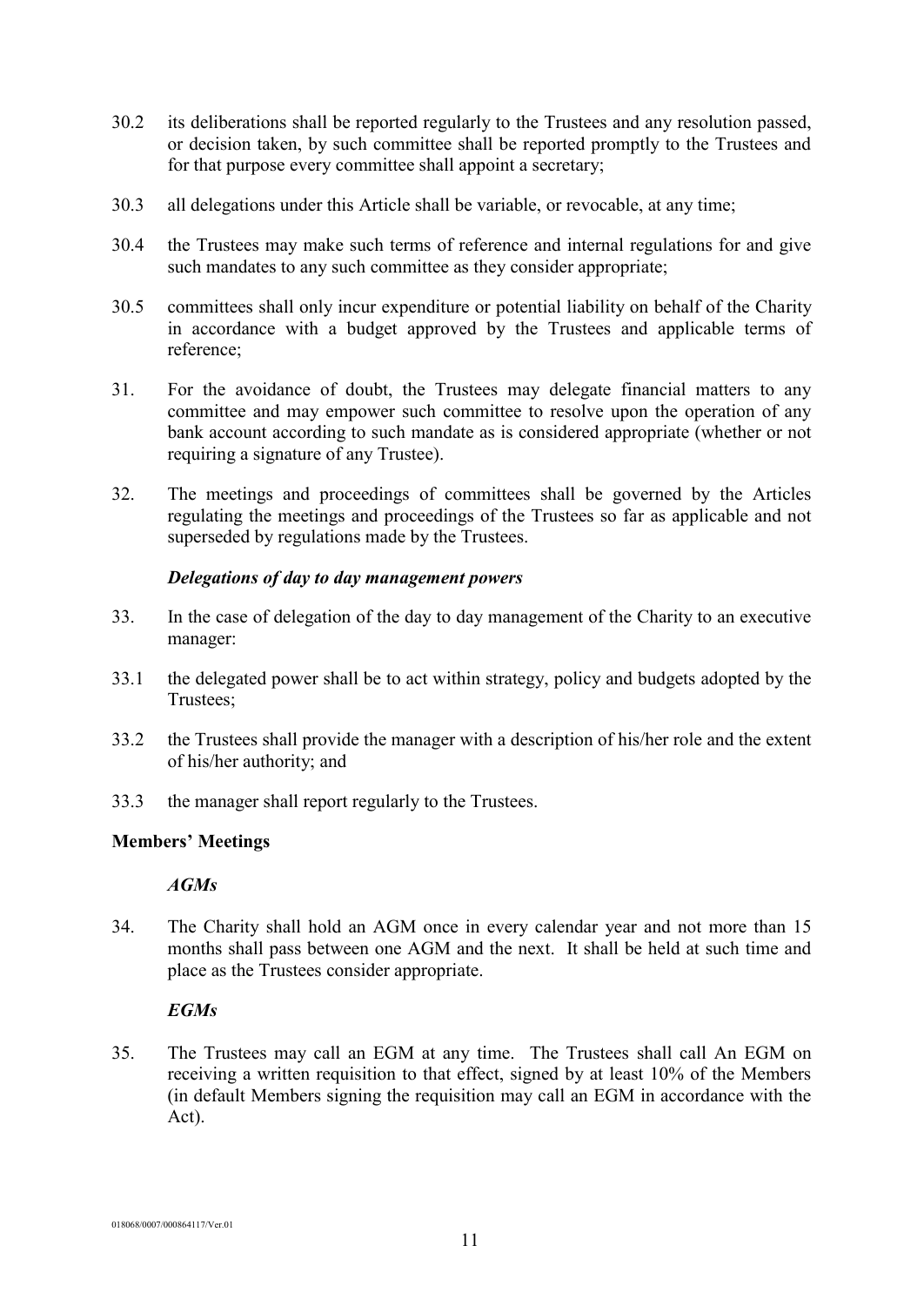30.2 its deliberations shall be reported regularly to the Trustees and any resolution passed, or decision taken, by such committee shall be reported promptly to the Trustees and for that purpose every committee shall appoint a secretary;

30.3 all delegations under this Article shall be variable, or revocable, at any time;

30.4 the Trustees may make such terms of reference and internal regulations for and give such mandates to any such committee as they consider appropriate;

30.5 committees shall only incur expenditure or potential liability on behalf of the Charity in accordance with a budget approved by the Trustees and applicable terms of reference;

31. For the avoidance of doubt, the Trustees may delegate financial matters to any committee and may empower such committee to resolve upon the operation of any bank account according to such mandate as is considered appropriate (whether or not requiring a signature of any Trustee).

32. The meetings and proceedings of committees shall be governed by the Articles regulating the meetings and proceedings of the Trustees so far as applicable and not superseded by regulations made by the Trustees.

***Delegations of day to day management powers***

33. In the case of delegation of the day to day management of the Charity to an executive manager:

33.1 the delegated power shall be to act within strategy, policy and budgets adopted by the Trustees;

33.2 the Trustees shall provide the manager with a description of his/her role and the extent of his/her authority; and

33.3 the manager shall report regularly to the Trustees.

**Members' Meetings**

***AGMs***

34. The Charity shall hold an AGM once in every calendar year and not more than 15 months shall pass between one AGM and the next. It shall be held at such time and place as the Trustees consider appropriate.

***EGMs***

35. The Trustees may call an EGM at any time. The Trustees shall call An EGM on receiving a written requisition to that effect, signed by at least 10% of the Members (in default Members signing the requisition may call an EGM in accordance with the Act).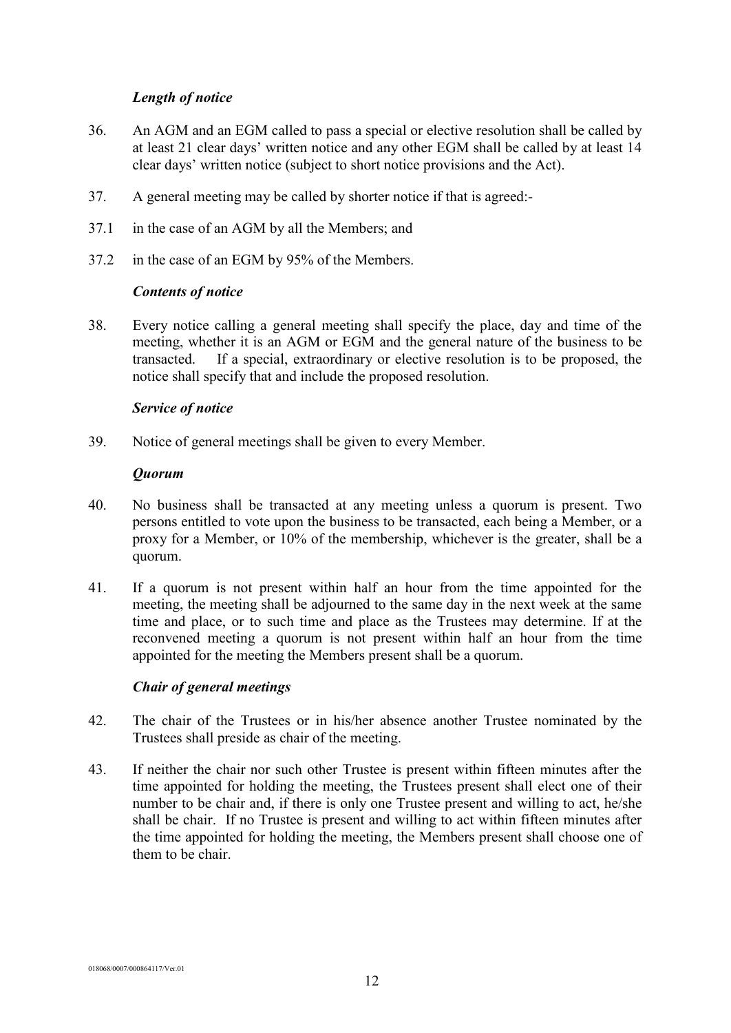***Length of notice***

36. An AGM and an EGM called to pass a special or elective resolution shall be called by at least 21 clear days' written notice and any other EGM shall be called by at least 14 clear days' written notice (subject to short notice provisions and the Act).

37. A general meeting may be called by shorter notice if that is agreed:-

37.1 in the case of an AGM by all the Members; and

37.2 in the case of an EGM by 95% of the Members.

***Contents of notice***

38. Every notice calling a general meeting shall specify the place, day and time of the meeting, whether it is an AGM or EGM and the general nature of the business to be transacted. If a special, extraordinary or elective resolution is to be proposed, the notice shall specify that and include the proposed resolution.

***Service of notice***

39. Notice of general meetings shall be given to every Member.

***Quorum***

40. No business shall be transacted at any meeting unless a quorum is present. Two persons entitled to vote upon the business to be transacted, each being a Member, or a proxy for a Member, or 10% of the membership, whichever is the greater, shall be a quorum.

41. If a quorum is not present within half an hour from the time appointed for the meeting, the meeting shall be adjourned to the same day in the next week at the same time and place, or to such time and place as the Trustees may determine. If at the reconvened meeting a quorum is not present within half an hour from the time appointed for the meeting the Members present shall be a quorum.

***Chair of general meetings***

42. The chair of the Trustees or in his/her absence another Trustee nominated by the Trustees shall preside as chair of the meeting.

43. If neither the chair nor such other Trustee is present within fifteen minutes after the time appointed for holding the meeting, the Trustees present shall elect one of their number to be chair and, if there is only one Trustee present and willing to act, he/she shall be chair. If no Trustee is present and willing to act within fifteen minutes after the time appointed for holding the meeting, the Members present shall choose one of them to be chair.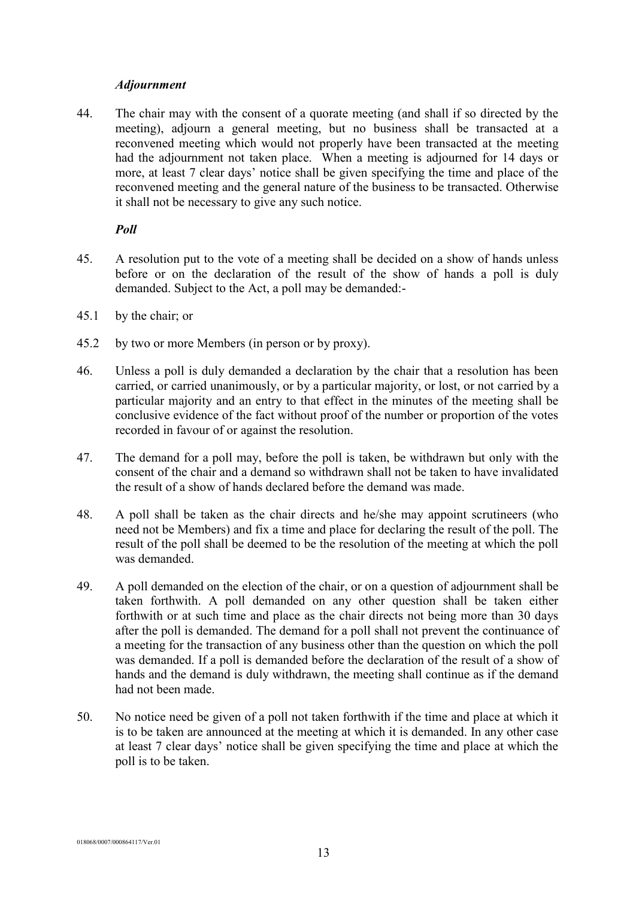***Adjournment***

44. The chair may with the consent of a quorate meeting (and shall if so directed by the meeting), adjourn a general meeting, but no business shall be transacted at a reconvened meeting which would not properly have been transacted at the meeting had the adjournment not taken place. When a meeting is adjourned for 14 days or more, at least 7 clear days' notice shall be given specifying the time and place of the reconvened meeting and the general nature of the business to be transacted. Otherwise it shall not be necessary to give any such notice.

***Poll***

45. A resolution put to the vote of a meeting shall be decided on a show of hands unless before or on the declaration of the result of the show of hands a poll is duly demanded. Subject to the Act, a poll may be demanded:-

45.1 by the chair; or

45.2 by two or more Members (in person or by proxy).

46. Unless a poll is duly demanded a declaration by the chair that a resolution has been carried, or carried unanimously, or by a particular majority, or lost, or not carried by a particular majority and an entry to that effect in the minutes of the meeting shall be conclusive evidence of the fact without proof of the number or proportion of the votes recorded in favour of or against the resolution.

47. The demand for a poll may, before the poll is taken, be withdrawn but only with the consent of the chair and a demand so withdrawn shall not be taken to have invalidated the result of a show of hands declared before the demand was made.

48. A poll shall be taken as the chair directs and he/she may appoint scrutineers (who need not be Members) and fix a time and place for declaring the result of the poll. The result of the poll shall be deemed to be the resolution of the meeting at which the poll was demanded.

49. A poll demanded on the election of the chair, or on a question of adjournment shall be taken forthwith. A poll demanded on any other question shall be taken either forthwith or at such time and place as the chair directs not being more than 30 days after the poll is demanded. The demand for a poll shall not prevent the continuance of a meeting for the transaction of any business other than the question on which the poll was demanded. If a poll is demanded before the declaration of the result of a show of hands and the demand is duly withdrawn, the meeting shall continue as if the demand had not been made.

50. No notice need be given of a poll not taken forthwith if the time and place at which it is to be taken are announced at the meeting at which it is demanded. In any other case at least 7 clear days' notice shall be given specifying the time and place at which the poll is to be taken.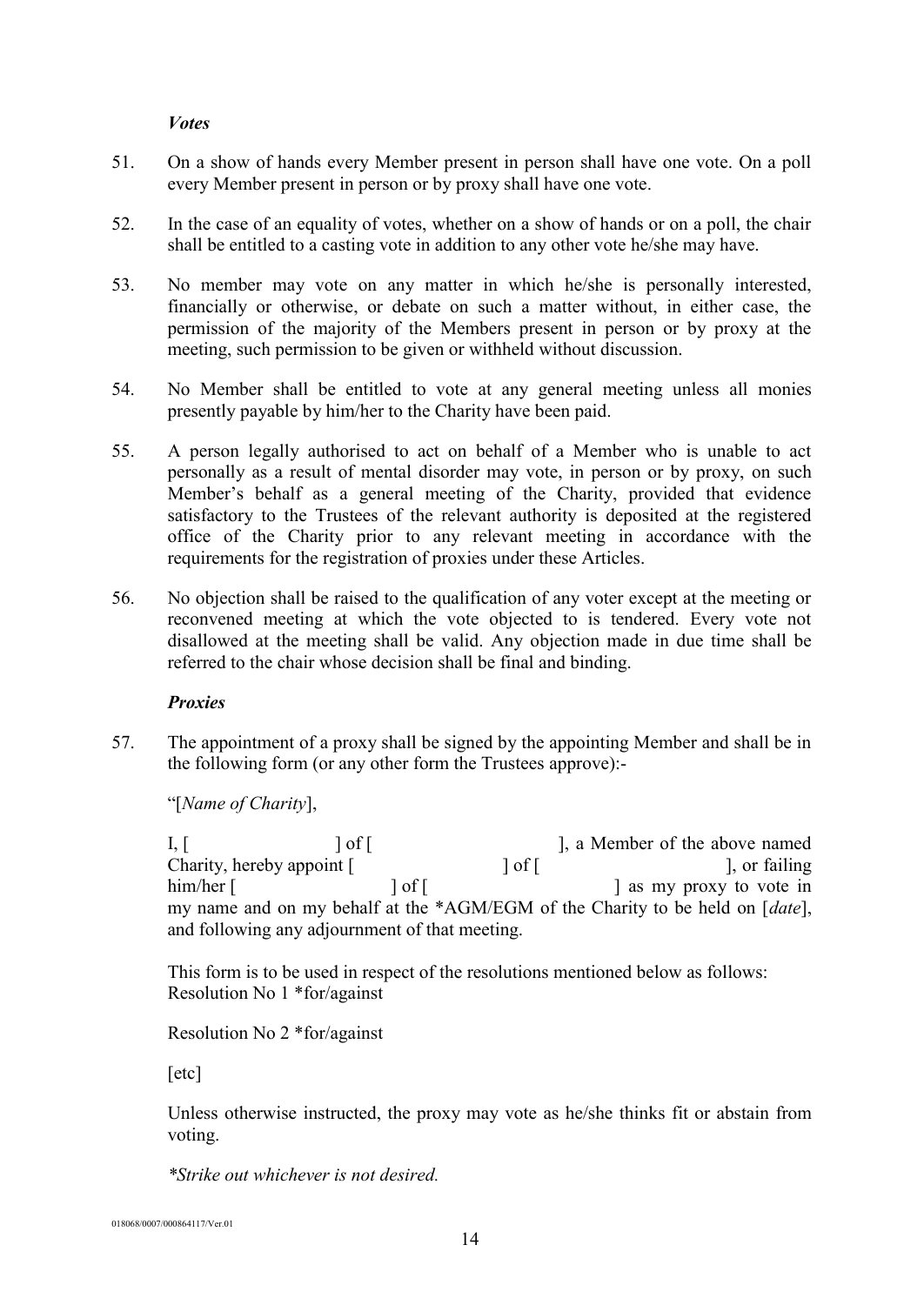*Votes*

51. On a show of hands every Member present in person shall have one vote. On a poll every Member present in person or by proxy shall have one vote.

52. In the case of an equality of votes, whether on a show of hands or on a poll, the chair shall be entitled to a casting vote in addition to any other vote he/she may have.

53. No member may vote on any matter in which he/she is personally interested, financially or otherwise, or debate on such a matter without, in either case, the permission of the majority of the Members present in person or by proxy at the meeting, such permission to be given or withheld without discussion.

54. No Member shall be entitled to vote at any general meeting unless all monies presently payable by him/her to the Charity have been paid.

55. A person legally authorised to act on behalf of a Member who is unable to act personally as a result of mental disorder may vote, in person or by proxy, on such Member's behalf as a general meeting of the Charity, provided that evidence satisfactory to the Trustees of the relevant authority is deposited at the registered office of the Charity prior to any relevant meeting in accordance with the requirements for the registration of proxies under these Articles.

56. No objection shall be raised to the qualification of any voter except at the meeting or reconvened meeting at which the vote objected to is tendered. Every vote not disallowed at the meeting shall be valid. Any objection made in due time shall be referred to the chair whose decision shall be final and binding.

*Proxies*

57. The appointment of a proxy shall be signed by the appointing Member and shall be in the following form (or any other form the Trustees approve):-

"[*Name of Charity*],

I, [ ] of [ ], a Member of the above named Charity, hereby appoint [ ] of [ ], or failing him/her [ ] of [ ] as my proxy to vote in my name and on my behalf at the *AGM/EGM of the Charity to be held on [*date*], and following any adjournment of that meeting.

This form is to be used in respect of the resolutions mentioned below as follows:
Resolution No 1 *for/against

Resolution No 2 *for/against

[etc]

Unless otherwise instructed, the proxy may vote as he/she thinks fit or abstain from voting.

*\*Strike out whichever is not desired.*

018068/0007/000864117/Ver.01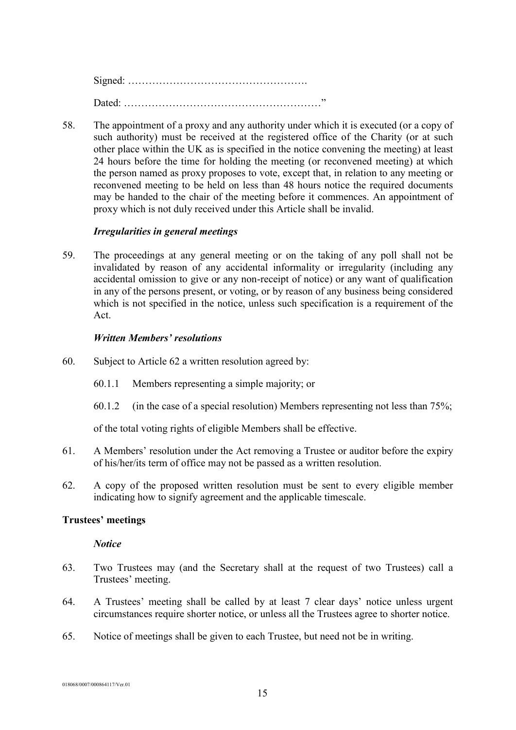Signed: …………………………………………….

Dated: …………………………………………………"

58. The appointment of a proxy and any authority under which it is executed (or a copy of such authority) must be received at the registered office of the Charity (or at such other place within the UK as is specified in the notice convening the meeting) at least 24 hours before the time for holding the meeting (or reconvened meeting) at which the person named as proxy proposes to vote, except that, in relation to any meeting or reconvened meeting to be held on less than 48 hours notice the required documents may be handed to the chair of the meeting before it commences. An appointment of proxy which is not duly received under this Article shall be invalid.

*Irregularities in general meetings*

59. The proceedings at any general meeting or on the taking of any poll shall not be invalidated by reason of any accidental informality or irregularity (including any accidental omission to give or any non-receipt of notice) or any want of qualification in any of the persons present, or voting, or by reason of any business being considered which is not specified in the notice, unless such specification is a requirement of the Act.

*Written Members' resolutions*

60. Subject to Article 62 a written resolution agreed by:

    60.1.1 Members representing a simple majority; or

    60.1.2 (in the case of a special resolution) Members representing not less than 75%;

    of the total voting rights of eligible Members shall be effective.

61. A Members' resolution under the Act removing a Trustee or auditor before the expiry of his/her/its term of office may not be passed as a written resolution.

62. A copy of the proposed written resolution must be sent to every eligible member indicating how to signify agreement and the applicable timescale.

**Trustees' meetings**

*Notice*

63. Two Trustees may (and the Secretary shall at the request of two Trustees) call a Trustees' meeting.

64. A Trustees' meeting shall be called by at least 7 clear days' notice unless urgent circumstances require shorter notice, or unless all the Trustees agree to shorter notice.

65. Notice of meetings shall be given to each Trustee, but need not be in writing.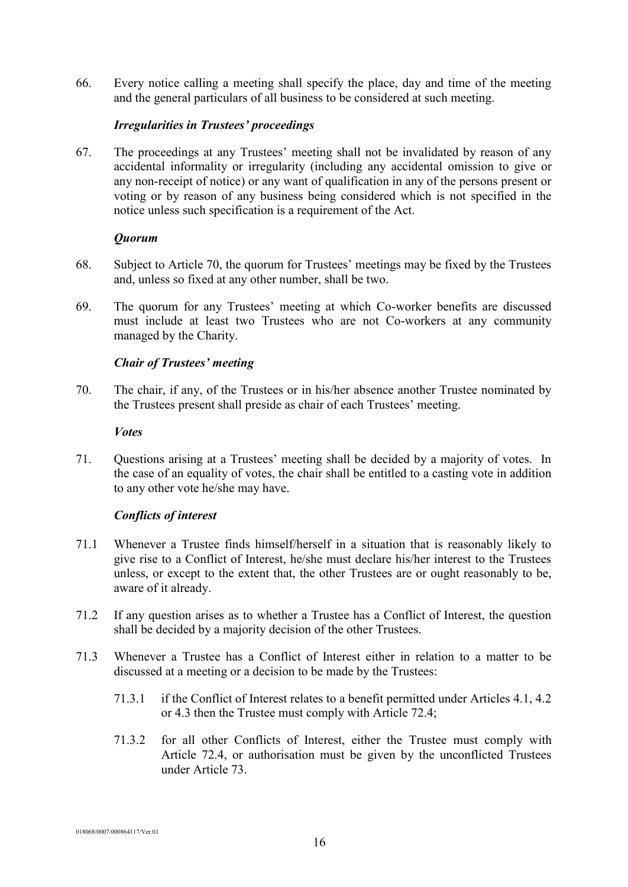66. Every notice calling a meeting shall specify the place, day and time of the meeting and the general particulars of all business to be considered at such meeting.

***Irregularities in Trustees' proceedings***

67. The proceedings at any Trustees' meeting shall not be invalidated by reason of any accidental informality or irregularity (including any accidental omission to give or any non-receipt of notice) or any want of qualification in any of the persons present or voting or by reason of any business being considered which is not specified in the notice unless such specification is a requirement of the Act.

***Quorum***

68. Subject to Article 70, the quorum for Trustees' meetings may be fixed by the Trustees and, unless so fixed at any other number, shall be two.

69. The quorum for any Trustees' meeting at which Co-worker benefits are discussed must include at least two Trustees who are not Co-workers at any community managed by the Charity.

***Chair of Trustees' meeting***

70. The chair, if any, of the Trustees or in his/her absence another Trustee nominated by the Trustees present shall preside as chair of each Trustees' meeting.

***Votes***

71. Questions arising at a Trustees' meeting shall be decided by a majority of votes. In the case of an equality of votes, the chair shall be entitled to a casting vote in addition to any other vote he/she may have.

***Conflicts of interest***

71.1 Whenever a Trustee finds himself/herself in a situation that is reasonably likely to give rise to a Conflict of Interest, he/she must declare his/her interest to the Trustees unless, or except to the extent that, the other Trustees are or ought reasonably to be, aware of it already.

71.2 If any question arises as to whether a Trustee has a Conflict of Interest, the question shall be decided by a majority decision of the other Trustees.

71.3 Whenever a Trustee has a Conflict of Interest either in relation to a matter to be discussed at a meeting or a decision to be made by the Trustees:

   71.3.1 if the Conflict of Interest relates to a benefit permitted under Articles 4.1, 4.2 or 4.3 then the Trustee must comply with Article 72.4;

   71.3.2 for all other Conflicts of Interest, either the Trustee must comply with Article 72.4, or authorisation must be given by the unconflicted Trustees under Article 73.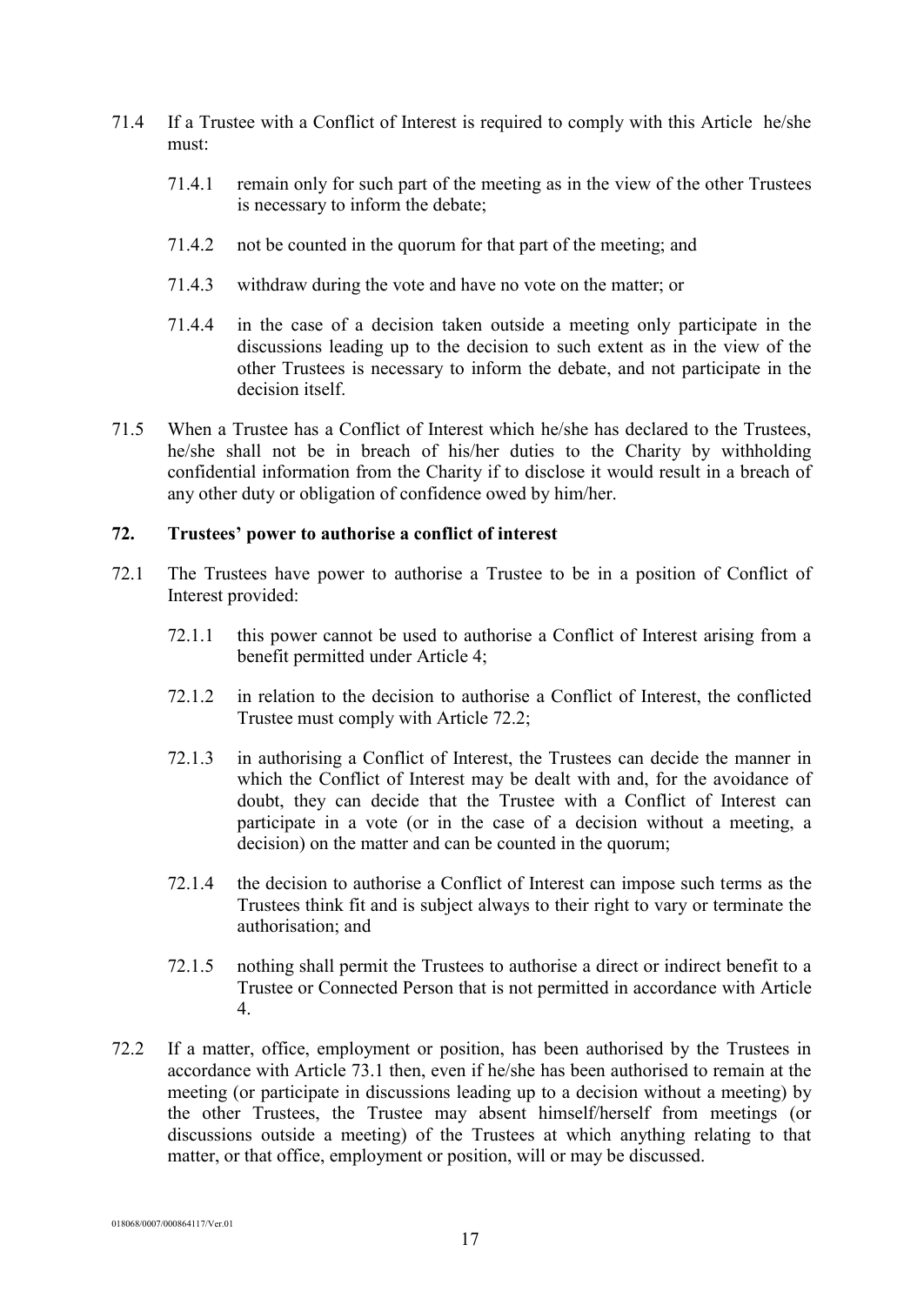71.4 If a Trustee with a Conflict of Interest is required to comply with this Article he/she must:

71.4.1 remain only for such part of the meeting as in the view of the other Trustees is necessary to inform the debate;

71.4.2 not be counted in the quorum for that part of the meeting; and

71.4.3 withdraw during the vote and have no vote on the matter; or

71.4.4 in the case of a decision taken outside a meeting only participate in the discussions leading up to the decision to such extent as in the view of the other Trustees is necessary to inform the debate, and not participate in the decision itself.

71.5 When a Trustee has a Conflict of Interest which he/she has declared to the Trustees, he/she shall not be in breach of his/her duties to the Charity by withholding confidential information from the Charity if to disclose it would result in a breach of any other duty or obligation of confidence owed by him/her.

## 72. Trustees' power to authorise a conflict of interest

72.1 The Trustees have power to authorise a Trustee to be in a position of Conflict of Interest provided:

72.1.1 this power cannot be used to authorise a Conflict of Interest arising from a benefit permitted under Article 4;

72.1.2 in relation to the decision to authorise a Conflict of Interest, the conflicted Trustee must comply with Article 72.2;

72.1.3 in authorising a Conflict of Interest, the Trustees can decide the manner in which the Conflict of Interest may be dealt with and, for the avoidance of doubt, they can decide that the Trustee with a Conflict of Interest can participate in a vote (or in the case of a decision without a meeting, a decision) on the matter and can be counted in the quorum;

72.1.4 the decision to authorise a Conflict of Interest can impose such terms as the Trustees think fit and is subject always to their right to vary or terminate the authorisation; and

72.1.5 nothing shall permit the Trustees to authorise a direct or indirect benefit to a Trustee or Connected Person that is not permitted in accordance with Article 4.

72.2 If a matter, office, employment or position, has been authorised by the Trustees in accordance with Article 73.1 then, even if he/she has been authorised to remain at the meeting (or participate in discussions leading up to a decision without a meeting) by the other Trustees, the Trustee may absent himself/herself from meetings (or discussions outside a meeting) of the Trustees at which anything relating to that matter, or that office, employment or position, will or may be discussed.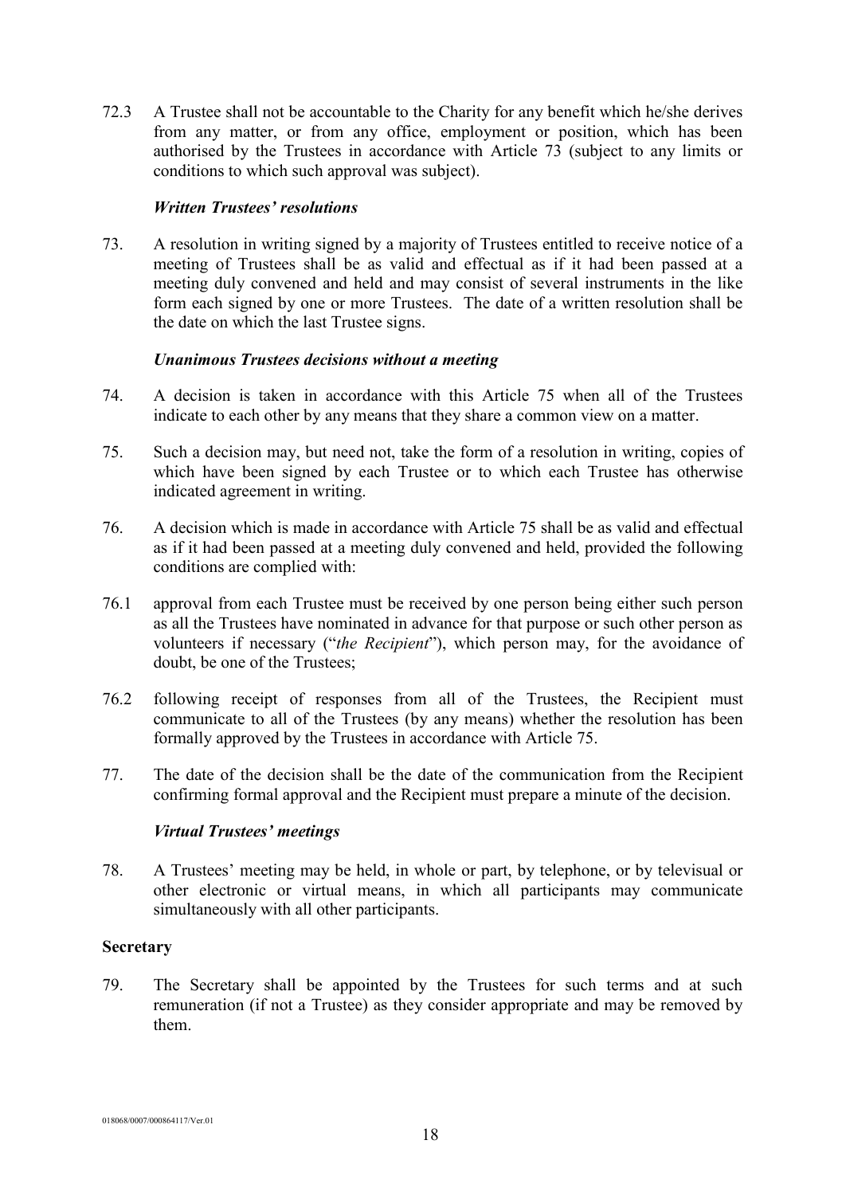72.3 A Trustee shall not be accountable to the Charity for any benefit which he/she derives from any matter, or from any office, employment or position, which has been authorised by the Trustees in accordance with Article 73 (subject to any limits or conditions to which such approval was subject).

### *Written Trustees' resolutions*

73. A resolution in writing signed by a majority of Trustees entitled to receive notice of a meeting of Trustees shall be as valid and effectual as if it had been passed at a meeting duly convened and held and may consist of several instruments in the like form each signed by one or more Trustees. The date of a written resolution shall be the date on which the last Trustee signs.

### *Unanimous Trustees decisions without a meeting*

74. A decision is taken in accordance with this Article 75 when all of the Trustees indicate to each other by any means that they share a common view on a matter.

75. Such a decision may, but need not, take the form of a resolution in writing, copies of which have been signed by each Trustee or to which each Trustee has otherwise indicated agreement in writing.

76. A decision which is made in accordance with Article 75 shall be as valid and effectual as if it had been passed at a meeting duly convened and held, provided the following conditions are complied with:

76.1 approval from each Trustee must be received by one person being either such person as all the Trustees have nominated in advance for that purpose or such other person as volunteers if necessary ("*the Recipient*"), which person may, for the avoidance of doubt, be one of the Trustees;

76.2 following receipt of responses from all of the Trustees, the Recipient must communicate to all of the Trustees (by any means) whether the resolution has been formally approved by the Trustees in accordance with Article 75.

77. The date of the decision shall be the date of the communication from the Recipient confirming formal approval and the Recipient must prepare a minute of the decision.

### *Virtual Trustees' meetings*

78. A Trustees' meeting may be held, in whole or part, by telephone, or by televisual or other electronic or virtual means, in which all participants may communicate simultaneously with all other participants.

## Secretary

79. The Secretary shall be appointed by the Trustees for such terms and at such remuneration (if not a Trustee) as they consider appropriate and may be removed by them.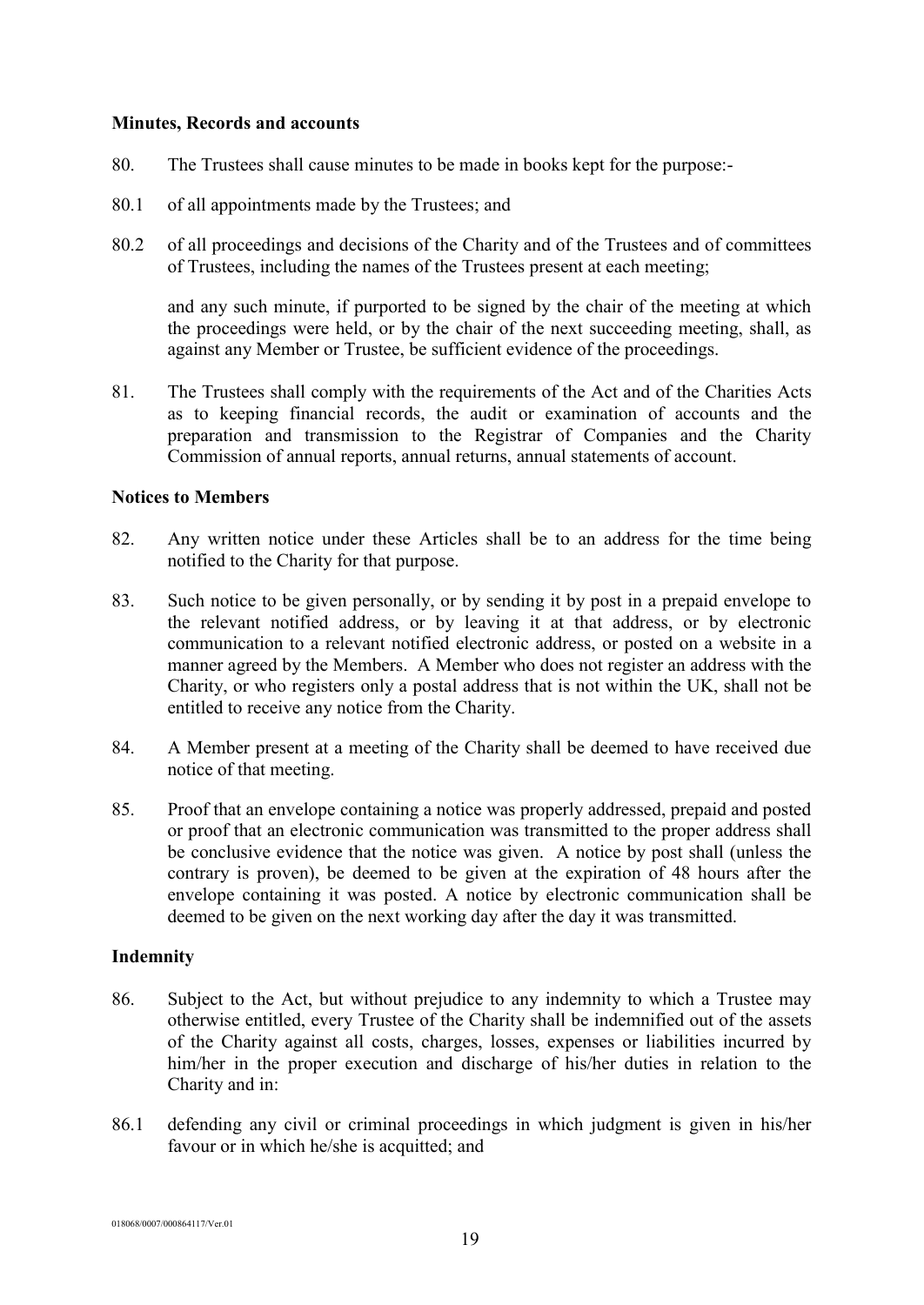**Minutes, Records and accounts**

80. The Trustees shall cause minutes to be made in books kept for the purpose:-

80.1 of all appointments made by the Trustees; and

80.2 of all proceedings and decisions of the Charity and of the Trustees and of committees of Trustees, including the names of the Trustees present at each meeting;

and any such minute, if purported to be signed by the chair of the meeting at which the proceedings were held, or by the chair of the next succeeding meeting, shall, as against any Member or Trustee, be sufficient evidence of the proceedings.

81. The Trustees shall comply with the requirements of the Act and of the Charities Acts as to keeping financial records, the audit or examination of accounts and the preparation and transmission to the Registrar of Companies and the Charity Commission of annual reports, annual returns, annual statements of account.

**Notices to Members**

82. Any written notice under these Articles shall be to an address for the time being notified to the Charity for that purpose.

83. Such notice to be given personally, or by sending it by post in a prepaid envelope to the relevant notified address, or by leaving it at that address, or by electronic communication to a relevant notified electronic address, or posted on a website in a manner agreed by the Members. A Member who does not register an address with the Charity, or who registers only a postal address that is not within the UK, shall not be entitled to receive any notice from the Charity.

84. A Member present at a meeting of the Charity shall be deemed to have received due notice of that meeting.

85. Proof that an envelope containing a notice was properly addressed, prepaid and posted or proof that an electronic communication was transmitted to the proper address shall be conclusive evidence that the notice was given. A notice by post shall (unless the contrary is proven), be deemed to be given at the expiration of 48 hours after the envelope containing it was posted. A notice by electronic communication shall be deemed to be given on the next working day after the day it was transmitted.

**Indemnity**

86. Subject to the Act, but without prejudice to any indemnity to which a Trustee may otherwise entitled, every Trustee of the Charity shall be indemnified out of the assets of the Charity against all costs, charges, losses, expenses or liabilities incurred by him/her in the proper execution and discharge of his/her duties in relation to the Charity and in:

86.1 defending any civil or criminal proceedings in which judgment is given in his/her favour or in which he/she is acquitted; and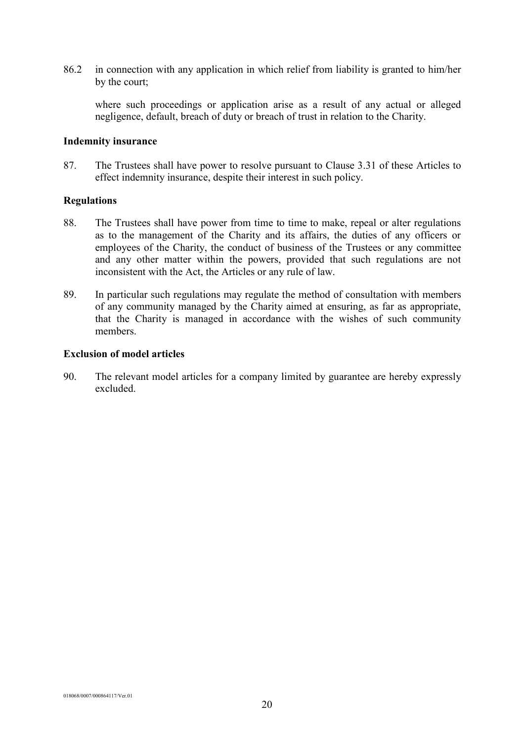86.2 in connection with any application in which relief from liability is granted to him/her by the court;

where such proceedings or application arise as a result of any actual or alleged negligence, default, breach of duty or breach of trust in relation to the Charity.

**Indemnity insurance**

87. The Trustees shall have power to resolve pursuant to Clause 3.31 of these Articles to effect indemnity insurance, despite their interest in such policy.

**Regulations**

88. The Trustees shall have power from time to time to make, repeal or alter regulations as to the management of the Charity and its affairs, the duties of any officers or employees of the Charity, the conduct of business of the Trustees or any committee and any other matter within the powers, provided that such regulations are not inconsistent with the Act, the Articles or any rule of law.

89. In particular such regulations may regulate the method of consultation with members of any community managed by the Charity aimed at ensuring, as far as appropriate, that the Charity is managed in accordance with the wishes of such community members.

**Exclusion of model articles**

90. The relevant model articles for a company limited by guarantee are hereby expressly excluded.

018068/0007/000864117/Ver.01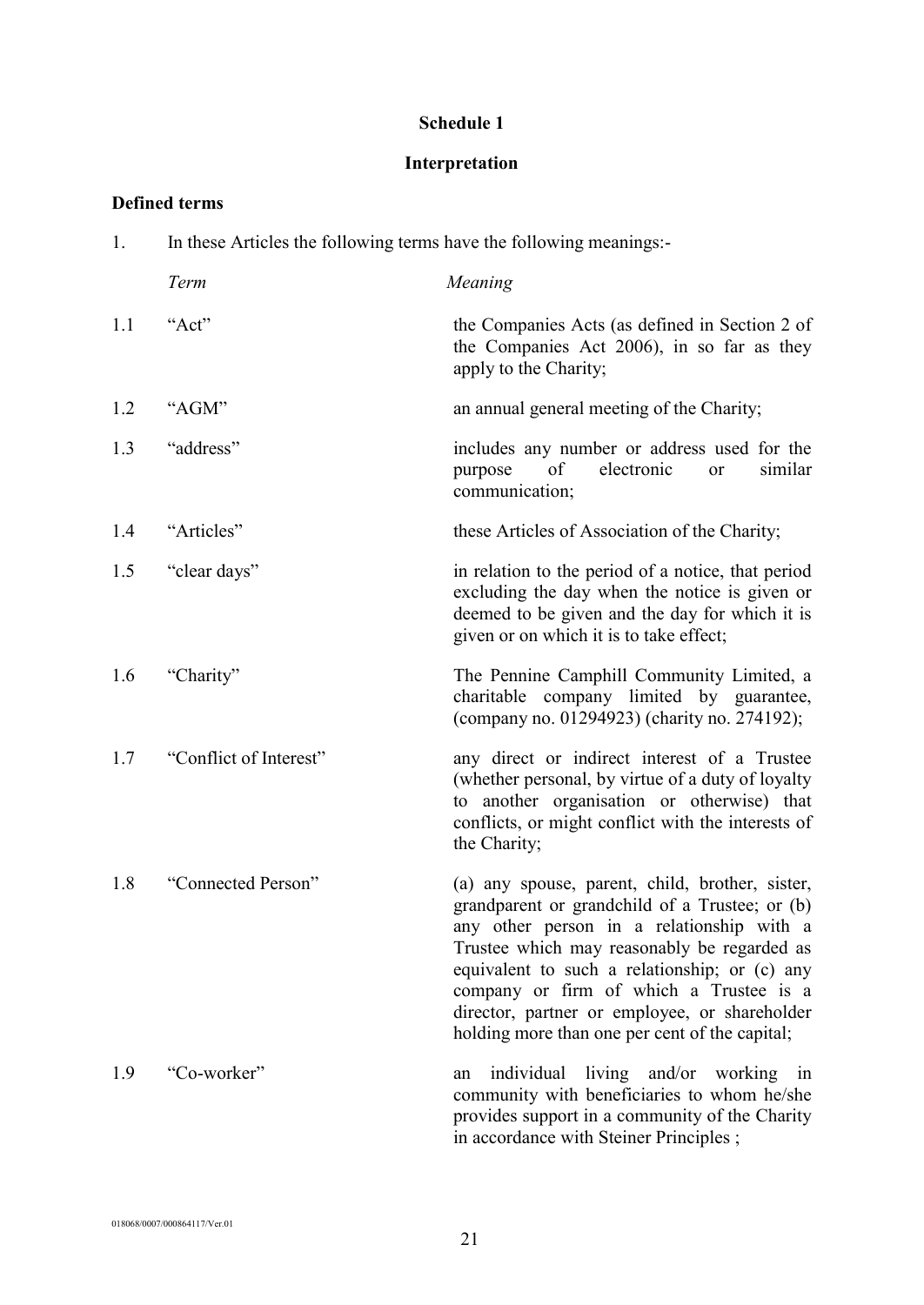**Schedule 1**

**Interpretation**

**Defined terms**

1. In these Articles the following terms have the following meanings:-

| | *Term* | *Meaning* |
|---|---|---|
| 1.1 | "Act" | the Companies Acts (as defined in Section 2 of the Companies Act 2006), in so far as they apply to the Charity; |
| 1.2 | "AGM" | an annual general meeting of the Charity; |
| 1.3 | "address" | includes any number or address used for the purpose of electronic or similar communication; |
| 1.4 | "Articles" | these Articles of Association of the Charity; |
| 1.5 | "clear days" | in relation to the period of a notice, that period excluding the day when the notice is given or deemed to be given and the day for which it is given or on which it is to take effect; |
| 1.6 | "Charity" | The Pennine Camphill Community Limited, a charitable company limited by guarantee, (company no. 01294923) (charity no. 274192); |
| 1.7 | "Conflict of Interest" | any direct or indirect interest of a Trustee (whether personal, by virtue of a duty of loyalty to another organisation or otherwise) that conflicts, or might conflict with the interests of the Charity; |
| 1.8 | "Connected Person" | (a) any spouse, parent, child, brother, sister, grandparent or grandchild of a Trustee; or (b) any other person in a relationship with a Trustee which may reasonably be regarded as equivalent to such a relationship; or (c) any company or firm of which a Trustee is a director, partner or employee, or shareholder holding more than one per cent of the capital; |
| 1.9 | "Co-worker" | an individual living and/or working in community with beneficiaries to whom he/she provides support in a community of the Charity in accordance with Steiner Principles ; |

018068/0007/000864117/Ver.01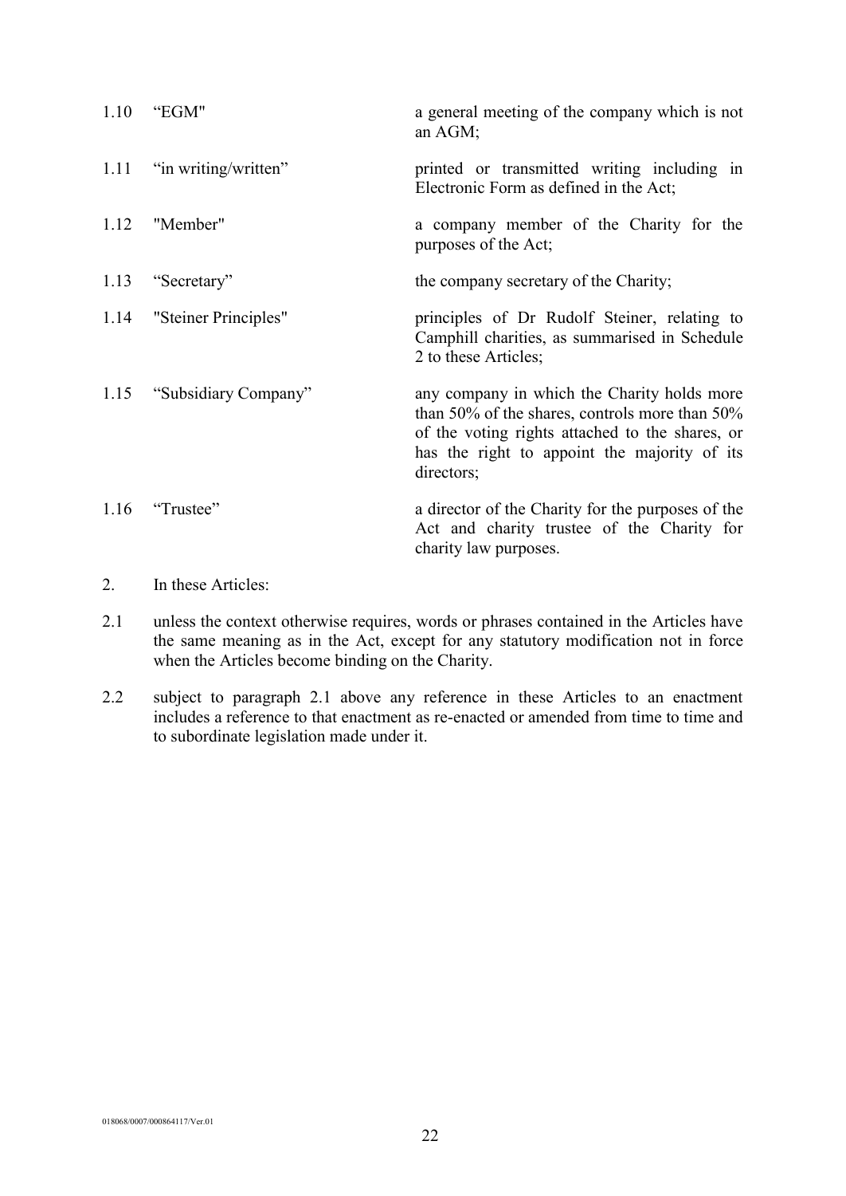| | | |
|---|---|---|
| 1.10 | “EGM" | a general meeting of the company which is not an AGM; |
| 1.11 | “in writing/written” | printed or transmitted writing including in Electronic Form as defined in the Act; |
| 1.12 | "Member" | a company member of the Charity for the purposes of the Act; |
| 1.13 | “Secretary” | the company secretary of the Charity; |
| 1.14 | "Steiner Principles" | principles of Dr Rudolf Steiner, relating to Camphill charities, as summarised in Schedule 2 to these Articles; |
| 1.15 | “Subsidiary Company” | any company in which the Charity holds more than 50% of the shares, controls more than 50% of the voting rights attached to the shares, or has the right to appoint the majority of its directors; |
| 1.16 | “Trustee” | a director of the Charity for the purposes of the Act and charity trustee of the Charity for charity law purposes. |

2. In these Articles:

2.1 unless the context otherwise requires, words or phrases contained in the Articles have the same meaning as in the Act, except for any statutory modification not in force when the Articles become binding on the Charity.

2.2 subject to paragraph 2.1 above any reference in these Articles to an enactment includes a reference to that enactment as re-enacted or amended from time to time and to subordinate legislation made under it.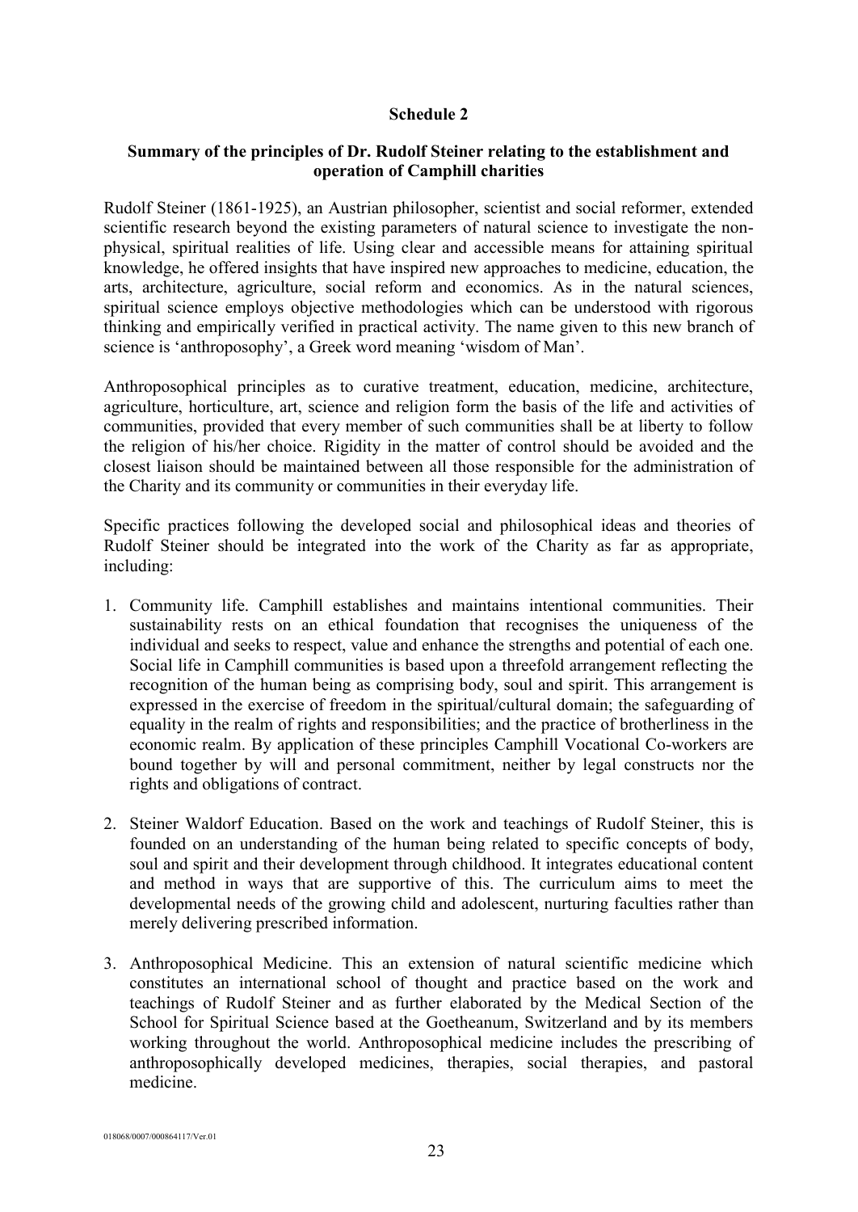**Schedule 2**

**Summary of the principles of Dr. Rudolf Steiner relating to the establishment and operation of Camphill charities**

Rudolf Steiner (1861-1925), an Austrian philosopher, scientist and social reformer, extended scientific research beyond the existing parameters of natural science to investigate the non-physical, spiritual realities of life. Using clear and accessible means for attaining spiritual knowledge, he offered insights that have inspired new approaches to medicine, education, the arts, architecture, agriculture, social reform and economics. As in the natural sciences, spiritual science employs objective methodologies which can be understood with rigorous thinking and empirically verified in practical activity. The name given to this new branch of science is 'anthroposophy', a Greek word meaning 'wisdom of Man'.

Anthroposophical principles as to curative treatment, education, medicine, architecture, agriculture, horticulture, art, science and religion form the basis of the life and activities of communities, provided that every member of such communities shall be at liberty to follow the religion of his/her choice. Rigidity in the matter of control should be avoided and the closest liaison should be maintained between all those responsible for the administration of the Charity and its community or communities in their everyday life.

Specific practices following the developed social and philosophical ideas and theories of Rudolf Steiner should be integrated into the work of the Charity as far as appropriate, including:

1. Community life. Camphill establishes and maintains intentional communities. Their sustainability rests on an ethical foundation that recognises the uniqueness of the individual and seeks to respect, value and enhance the strengths and potential of each one. Social life in Camphill communities is based upon a threefold arrangement reflecting the recognition of the human being as comprising body, soul and spirit. This arrangement is expressed in the exercise of freedom in the spiritual/cultural domain; the safeguarding of equality in the realm of rights and responsibilities; and the practice of brotherliness in the economic realm. By application of these principles Camphill Vocational Co-workers are bound together by will and personal commitment, neither by legal constructs nor the rights and obligations of contract.

2. Steiner Waldorf Education. Based on the work and teachings of Rudolf Steiner, this is founded on an understanding of the human being related to specific concepts of body, soul and spirit and their development through childhood. It integrates educational content and method in ways that are supportive of this. The curriculum aims to meet the developmental needs of the growing child and adolescent, nurturing faculties rather than merely delivering prescribed information.

3. Anthroposophical Medicine. This an extension of natural scientific medicine which constitutes an international school of thought and practice based on the work and teachings of Rudolf Steiner and as further elaborated by the Medical Section of the School for Spiritual Science based at the Goetheanum, Switzerland and by its members working throughout the world. Anthroposophical medicine includes the prescribing of anthroposophically developed medicines, therapies, social therapies, and pastoral medicine.

018068/0007/000864117/Ver.01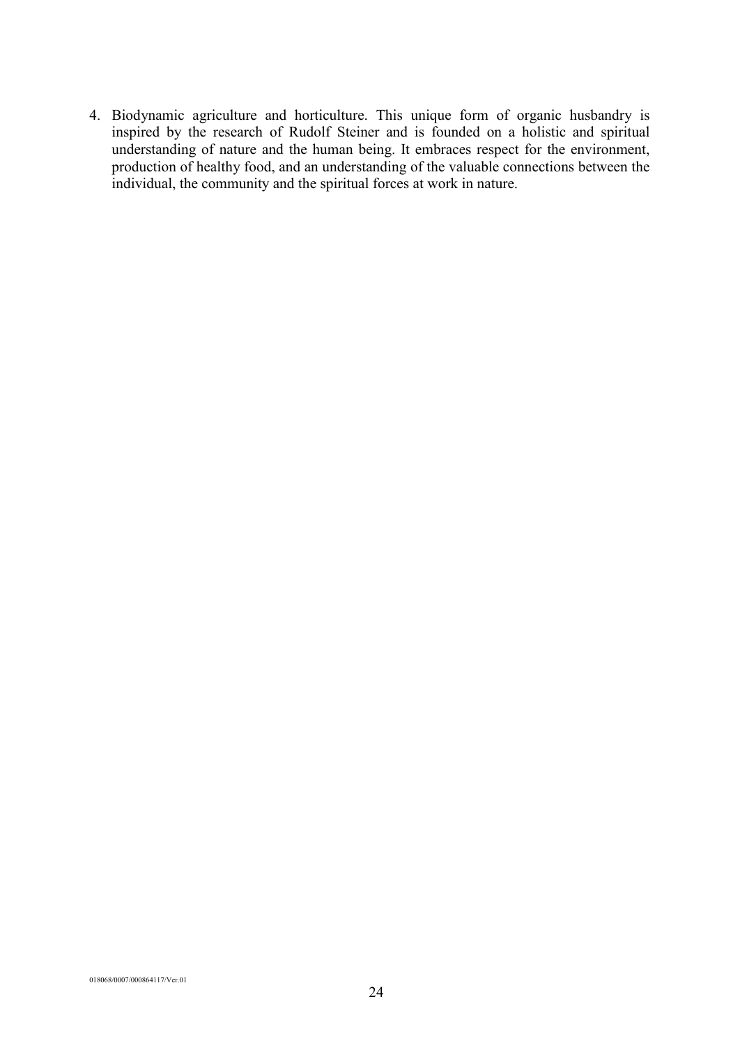4. Biodynamic agriculture and horticulture. This unique form of organic husbandry is inspired by the research of Rudolf Steiner and is founded on a holistic and spiritual understanding of nature and the human being. It embraces respect for the environment, production of healthy food, and an understanding of the valuable connections between the individual, the community and the spiritual forces at work in nature.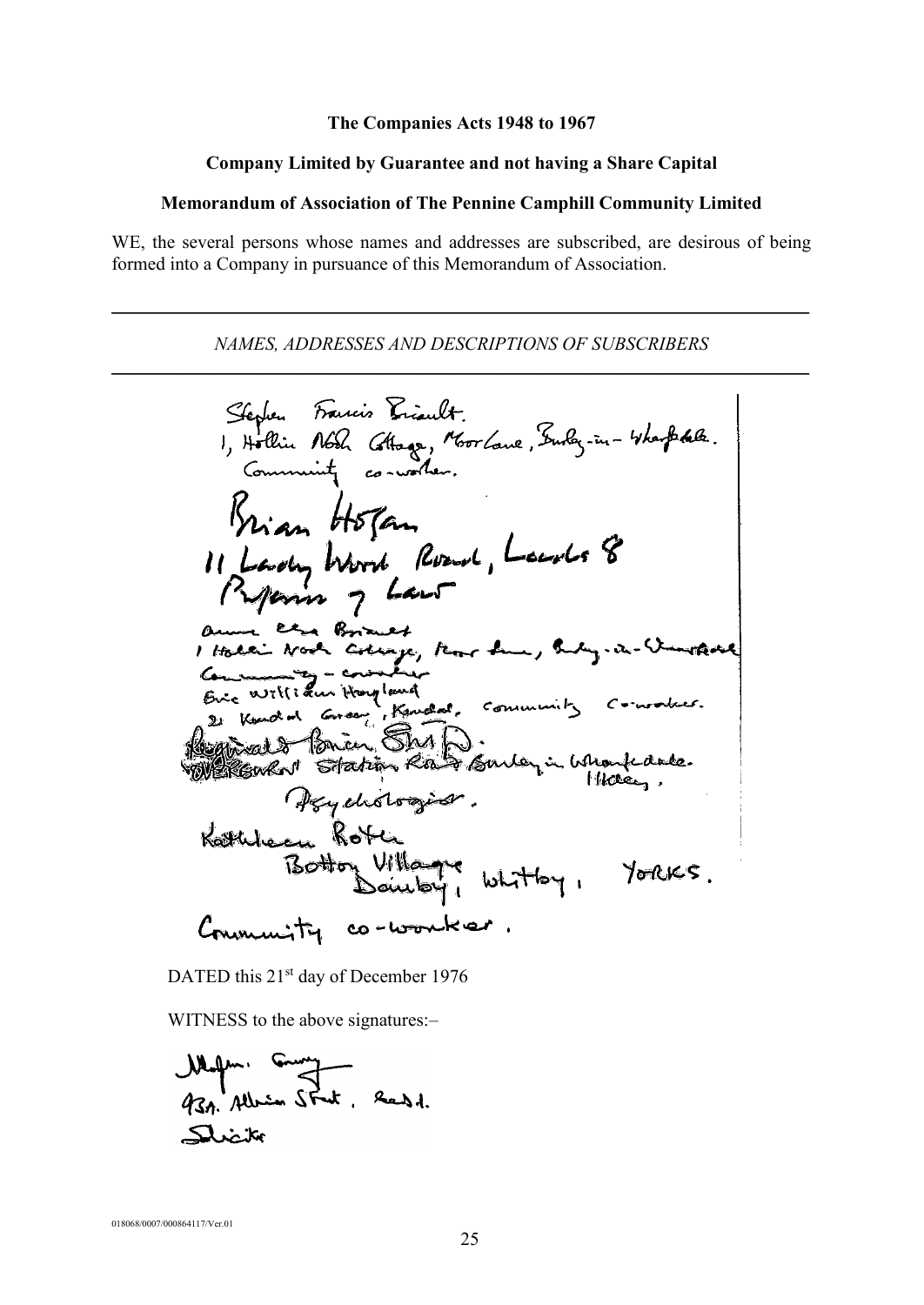**The Companies Acts 1948 to 1967**

**Company Limited by Guarantee and not having a Share Capital**

**Memorandum of Association of The Pennine Camphill Community Limited**

WE, the several persons whose names and addresses are subscribed, are desirous of being formed into a Company in pursuance of this Memorandum of Association.

---

*NAMES, ADDRESSES AND DESCRIPTIONS OF SUBSCRIBERS*

---

Stephen Francis Briault
1, Hollin Nook Cottage, Moor Lane, Burley-in-Wharfedale.
Community co-worker.

Brian Hogan
11 Lady Wood Road, Leeds 8
Professor of Law

Anne Elsa Briault
1 Hollin Nook Cottage, Moor Lane, Burley-in-Wharfedale
Community co-worker

Eric William Hoyland
21 Kendal Green, Kendal. Community Co-worker.

Reginald Brian Shaw
Evergreen Station Road Burley in Wharfedale.
Ilkley.
Psychologist.

Kathleen Roth
Botton Village
Danby, Whitby, YORKS.
Community co-worker.

DATED this 21st day of December 1976

WITNESS to the above signatures:–

Mufm. Gray
93a. Albion Street, Leeds 1.
Solicitor

018068/0007/000864117/Ver.01